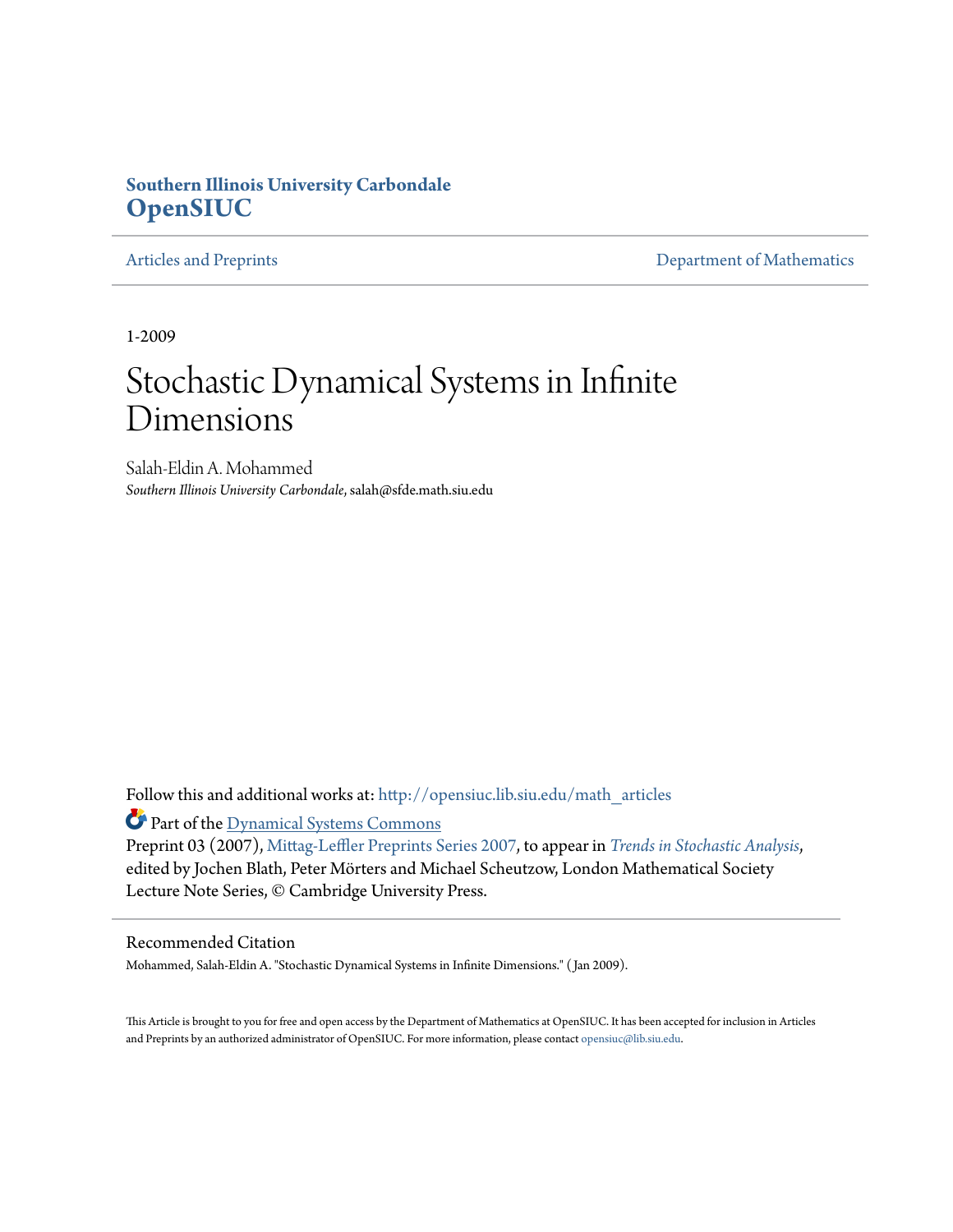**Southern Illinois University Carbondale**
**OpenSIUC**

Articles and Preprints | Department of Mathematics

1-2009

# Stochastic Dynamical Systems in Infinite Dimensions

Salah-Eldin A. Mohammed
*Southern Illinois University Carbondale*, salah@sfde.math.siu.edu

Follow this and additional works at: http://opensiuc.lib.siu.edu/math_articles

Part of the Dynamical Systems Commons

Preprint 03 (2007), Mittag-Leffler Preprints Series 2007, to appear in *Trends in Stochastic Analysis*, edited by Jochen Blath, Peter Mörters and Michael Scheutzow, London Mathematical Society Lecture Note Series, © Cambridge University Press.

Recommended Citation

Mohammed, Salah-Eldin A. "Stochastic Dynamical Systems in Infinite Dimensions." ( Jan 2009).

This Article is brought to you for free and open access by the Department of Mathematics at OpenSIUC. It has been accepted for inclusion in Articles and Preprints by an authorized administrator of OpenSIUC. For more information, please contact opensiuc@lib.siu.edu.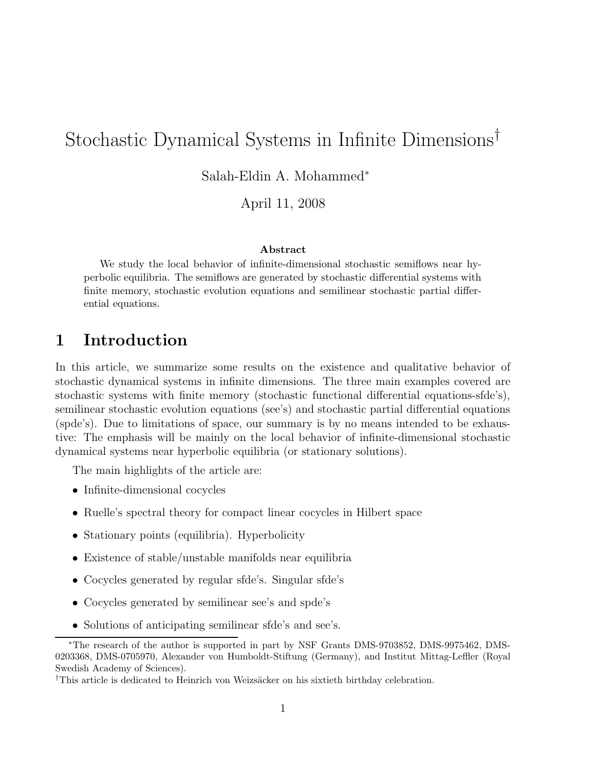# Stochastic Dynamical Systems in Infinite Dimensions[†]

Salah-Eldin A. Mohammed[*]

April 11, 2008

### Abstract

We study the local behavior of infinite-dimensional stochastic semiflows near hyperbolic equilibria. The semiflows are generated by stochastic differential systems with finite memory, stochastic evolution equations and semilinear stochastic partial differential equations.

## 1 Introduction

In this article, we summarize some results on the existence and qualitative behavior of stochastic dynamical systems in infinite dimensions. The three main examples covered are stochastic systems with finite memory (stochastic functional differential equations-sfde's), semilinear stochastic evolution equations (see's) and stochastic partial differential equations (spde's). Due to limitations of space, our summary is by no means intended to be exhaustive: The emphasis will be mainly on the local behavior of infinite-dimensional stochastic dynamical systems near hyperbolic equilibria (or stationary solutions).

The main highlights of the article are:

- Infinite-dimensional cocycles
- Ruelle's spectral theory for compact linear cocycles in Hilbert space
- Stationary points (equilibria). Hyperbolicity
- Existence of stable/unstable manifolds near equilibria
- Cocycles generated by regular sfde's. Singular sfde's
- Cocycles generated by semilinear see's and spde's
- Solutions of anticipating semilinear sfde's and see's.

[*]The research of the author is supported in part by NSF Grants DMS-9703852, DMS-9975462, DMS-0203368, DMS-0705970, Alexander von Humboldt-Stiftung (Germany), and Institut Mittag-Leffler (Royal Swedish Academy of Sciences).

[†]This article is dedicated to Heinrich von Weizsäcker on his sixtieth birthday celebration.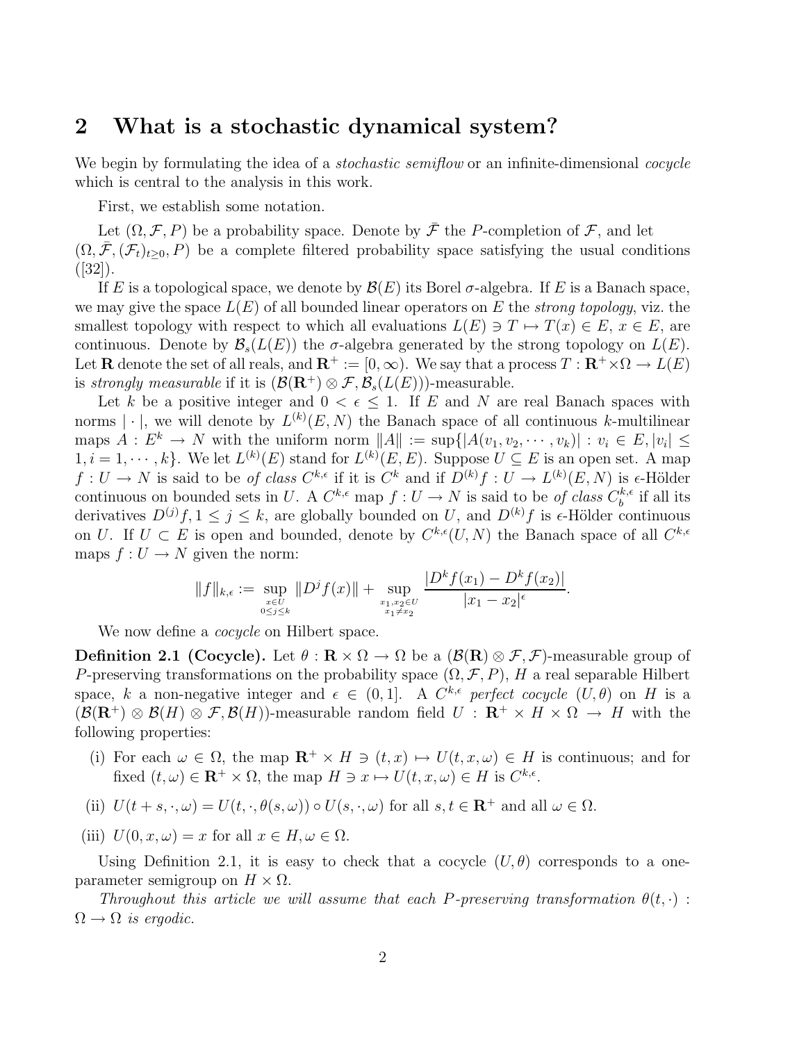## 2 What is a stochastic dynamical system?

We begin by formulating the idea of a *stochastic semiflow* or an infinite-dimensional *cocycle* which is central to the analysis in this work.

First, we establish some notation.

Let $(\Omega, \mathcal{F}, P)$ be a probability space. Denote by $\bar{\mathcal{F}}$ the $P$-completion of $\mathcal{F}$, and let $(\Omega, \bar{\mathcal{F}}, (\mathcal{F}_t)_{t\geq 0}, P)$ be a complete filtered probability space satisfying the usual conditions ([32]).

If $E$ is a topological space, we denote by $\mathcal{B}(E)$ its Borel $\sigma$-algebra. If $E$ is a Banach space, we may give the space $L(E)$ of all bounded linear operators on $E$ the *strong topology*, viz. the smallest topology with respect to which all evaluations $L(E) \ni T \mapsto T(x) \in E$, $x \in E$, are continuous. Denote by $\mathcal{B}_s(L(E))$ the $\sigma$-algebra generated by the strong topology on $L(E)$. Let $\mathbf{R}$ denote the set of all reals, and $\mathbf{R}^+ := [0, \infty)$. We say that a process $T : \mathbf{R}^+ \times \Omega \to L(E)$ is *strongly measurable* if it is $(\mathcal{B}(\mathbf{R}^+) \otimes \mathcal{F}, \mathcal{B}_s(L(E)))$-measurable.

Let $k$ be a positive integer and $0 < \epsilon \leq 1$. If $E$ and $N$ are real Banach spaces with norms $|\cdot|$, we will denote by $L^{(k)}(E, N)$ the Banach space of all continuous $k$-multilinear maps $A : E^k \to N$ with the uniform norm $\|A\| := \sup\{|A(v_1, v_2, \cdots, v_k)| : v_i \in E, |v_i| \leq 1, i = 1, \cdots, k\}$. We let $L^{(k)}(E)$ stand for $L^{(k)}(E, E)$. Suppose $U \subseteq E$ is an open set. A map $f : U \to N$ is said to be *of class* $C^{k,\epsilon}$ if it is $C^k$ and if $D^{(k)}f : U \to L^{(k)}(E, N)$ is $\epsilon$-Hölder continuous on bounded sets in $U$. A $C^{k,\epsilon}$ map $f : U \to N$ is said to be *of class* $C_b^{k,\epsilon}$ if all its derivatives $D^{(j)}f, 1 \leq j \leq k$, are globally bounded on $U$, and $D^{(k)}f$ is $\epsilon$-Hölder continuous on $U$. If $U \subset E$ is open and bounded, denote by $C^{k,\epsilon}(U, N)$ the Banach space of all $C^{k,\epsilon}$ maps $f : U \to N$ given the norm:

$$\|f\|_{k,\epsilon} := \sup_{\substack{x \in U \\ 0 \leq j \leq k}} \|D^j f(x)\| + \sup_{\substack{x_1, x_2 \in U \\ x_1 \neq x_2}} \frac{|D^k f(x_1) - D^k f(x_2)|}{|x_1 - x_2|^\epsilon}.$$

We now define a *cocycle* on Hilbert space.

**Definition 2.1 (Cocycle).** Let $\theta : \mathbf{R} \times \Omega \to \Omega$ be a $(\mathcal{B}(\mathbf{R}) \otimes \mathcal{F}, \mathcal{F})$-measurable group of $P$-preserving transformations on the probability space $(\Omega, \mathcal{F}, P)$, $H$ a real separable Hilbert space, $k$ a non-negative integer and $\epsilon \in (0, 1]$. A $C^{k,\epsilon}$ *perfect cocycle* $(U, \theta)$ on $H$ is a $(\mathcal{B}(\mathbf{R}^+) \otimes \mathcal{B}(H) \otimes \mathcal{F}, \mathcal{B}(H))$-measurable random field $U : \mathbf{R}^+ \times H \times \Omega \to H$ with the following properties:

(i) For each $\omega \in \Omega$, the map $\mathbf{R}^+ \times H \ni (t, x) \mapsto U(t, x, \omega) \in H$ is continuous; and for fixed $(t, \omega) \in \mathbf{R}^+ \times \Omega$, the map $H \ni x \mapsto U(t, x, \omega) \in H$ is $C^{k,\epsilon}$.

(ii) $U(t + s, \cdot, \omega) = U(t, \cdot, \theta(s, \omega)) \circ U(s, \cdot, \omega)$ for all $s, t \in \mathbf{R}^+$ and all $\omega \in \Omega$.

(iii) $U(0, x, \omega) = x$ for all $x \in H, \omega \in \Omega$.

Using Definition 2.1, it is easy to check that a cocycle $(U, \theta)$ corresponds to a one-parameter semigroup on $H \times \Omega$.

*Throughout this article we will assume that each $P$-preserving transformation $\theta(t, \cdot) : \Omega \to \Omega$ is ergodic.*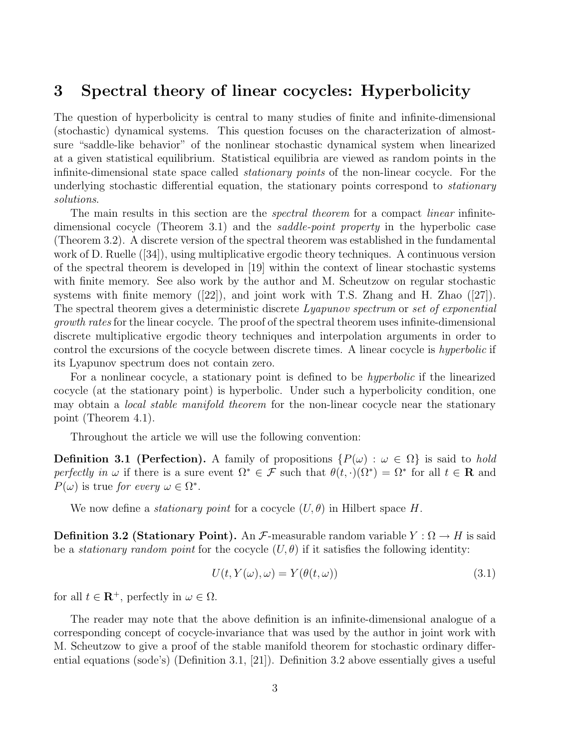## 3 Spectral theory of linear cocycles: Hyperbolicity

The question of hyperbolicity is central to many studies of finite and infinite-dimensional (stochastic) dynamical systems. This question focuses on the characterization of almost-sure "saddle-like behavior" of the nonlinear stochastic dynamical system when linearized at a given statistical equilibrium. Statistical equilibria are viewed as random points in the infinite-dimensional state space called *stationary points* of the non-linear cocycle. For the underlying stochastic differential equation, the stationary points correspond to *stationary solutions*.

The main results in this section are the *spectral theorem* for a compact *linear* infinite-dimensional cocycle (Theorem 3.1) and the *saddle-point property* in the hyperbolic case (Theorem 3.2). A discrete version of the spectral theorem was established in the fundamental work of D. Ruelle ([34]), using multiplicative ergodic theory techniques. A continuous version of the spectral theorem is developed in [19] within the context of linear stochastic systems with finite memory. See also work by the author and M. Scheutzow on regular stochastic systems with finite memory ([22]), and joint work with T.S. Zhang and H. Zhao ([27]). The spectral theorem gives a deterministic discrete *Lyapunov spectrum* or *set of exponential growth rates* for the linear cocycle. The proof of the spectral theorem uses infinite-dimensional discrete multiplicative ergodic theory techniques and interpolation arguments in order to control the excursions of the cocycle between discrete times. A linear cocycle is *hyperbolic* if its Lyapunov spectrum does not contain zero.

For a nonlinear cocycle, a stationary point is defined to be *hyperbolic* if the linearized cocycle (at the stationary point) is hyperbolic. Under such a hyperbolicity condition, one may obtain a *local stable manifold theorem* for the non-linear cocycle near the stationary point (Theorem 4.1).

Throughout the article we will use the following convention:

**Definition 3.1 (Perfection).** A family of propositions $\{P(\omega) : \omega \in \Omega\}$ is said to *hold perfectly in* $\omega$ if there is a sure event $\Omega^* \in \mathcal{F}$ such that $\theta(t, \cdot)(\Omega^*) = \Omega^*$ for all $t \in \mathbf{R}$ and $P(\omega)$ is true *for every* $\omega \in \Omega^*$.

We now define a *stationary point* for a cocycle $(U, \theta)$ in Hilbert space $H$.

**Definition 3.2 (Stationary Point).** An $\mathcal{F}$-measurable random variable $Y : \Omega \to H$ is said be a *stationary random point* for the cocycle $(U, \theta)$ if it satisfies the following identity:

$$U(t, Y(\omega), \omega) = Y(\theta(t, \omega)) \tag{3.1}$$

for all $t \in \mathbf{R}^+$, perfectly in $\omega \in \Omega$.

The reader may note that the above definition is an infinite-dimensional analogue of a corresponding concept of cocycle-invariance that was used by the author in joint work with M. Scheutzow to give a proof of the stable manifold theorem for stochastic ordinary differential equations (sode's) (Definition 3.1, [21]). Definition 3.2 above essentially gives a useful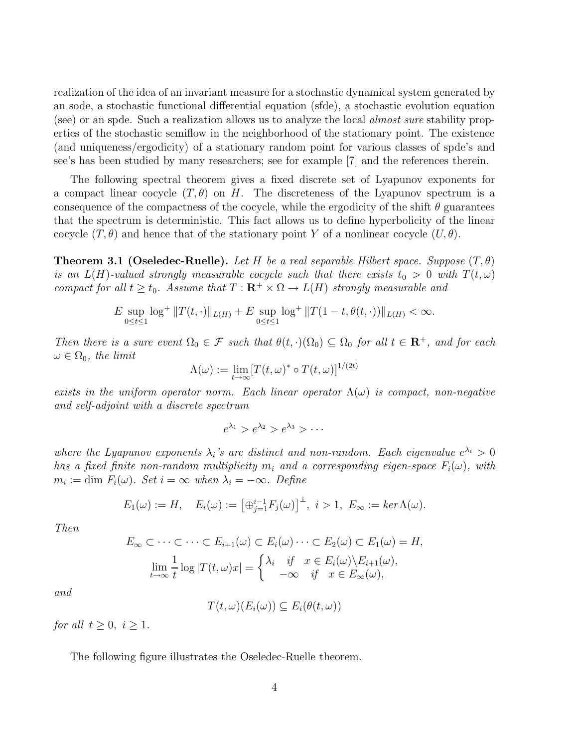realization of the idea of an invariant measure for a stochastic dynamical system generated by an sode, a stochastic functional differential equation (sfde), a stochastic evolution equation (see) or an spde. Such a realization allows us to analyze the local *almost sure* stability properties of the stochastic semiflow in the neighborhood of the stationary point. The existence (and uniqueness/ergodicity) of a stationary random point for various classes of spde's and see's has been studied by many researchers; see for example [7] and the references therein.

The following spectral theorem gives a fixed discrete set of Lyapunov exponents for a compact linear cocycle $(T, \theta)$ on $H$. The discreteness of the Lyapunov spectrum is a consequence of the compactness of the cocycle, while the ergodicity of the shift $\theta$ guarantees that the spectrum is deterministic. This fact allows us to define hyperbolicity of the linear cocycle $(T, \theta)$ and hence that of the stationary point $Y$ of a nonlinear cocycle $(U, \theta)$.

**Theorem 3.1 (Oseledec-Ruelle).** *Let $H$ be a real separable Hilbert space. Suppose $(T, \theta)$ is an $L(H)$-valued strongly measurable cocycle such that there exists $t_0 > 0$ with $T(t, \omega)$ compact for all $t \geq t_0$. Assume that $T : \mathbf{R}^+ \times \Omega \to L(H)$ strongly measurable and*

$$E \sup_{0 \leq t \leq 1} \log^+ \|T(t, \cdot)\|_{L(H)} + E \sup_{0 \leq t \leq 1} \log^+ \|T(1-t, \theta(t, \cdot))\|_{L(H)} < \infty.$$

*Then there is a sure event $\Omega_0 \in \mathcal{F}$ such that $\theta(t, \cdot)(\Omega_0) \subseteq \Omega_0$ for all $t \in \mathbf{R}^+$, and for each $\omega \in \Omega_0$, the limit*

$$\Lambda(\omega) := \lim_{t \to \infty} [T(t, \omega)^* \circ T(t, \omega)]^{1/(2t)}$$

*exists in the uniform operator norm. Each linear operator $\Lambda(\omega)$ is compact, non-negative and self-adjoint with a discrete spectrum*

$$e^{\lambda_1} > e^{\lambda_2} > e^{\lambda_3} > \cdots$$

*where the Lyapunov exponents $\lambda_i$'s are distinct and non-random. Each eigenvalue $e^{\lambda_i} > 0$ has a fixed finite non-random multiplicity $m_i$ and a corresponding eigen-space $F_i(\omega)$, with $m_i := \dim F_i(\omega)$. Set $i = \infty$ when $\lambda_i = -\infty$. Define*

$$E_1(\omega) := H, \quad E_i(\omega) := \left[\oplus_{j=1}^{i-1} F_j(\omega)\right]^{\perp}, \ i > 1, \ E_\infty := ker \Lambda(\omega).$$

*Then*

$$E_\infty \subset \cdots \subset \cdots \subset E_{i+1}(\omega) \subset E_i(\omega) \cdots \subset E_2(\omega) \subset E_1(\omega) = H,$$

$$\lim_{t \to \infty} \frac{1}{t} \log |T(t, \omega)x| = \begin{cases} \lambda_i & if \quad x \in E_i(\omega) \backslash E_{i+1}(\omega), \\ -\infty & if \quad x \in E_\infty(\omega), \end{cases}$$

*and*

$$T(t, \omega)(E_i(\omega)) \subseteq E_i(\theta(t, \omega))$$

*for all $t \geq 0$, $i \geq 1$.*

The following figure illustrates the Oseledec-Ruelle theorem.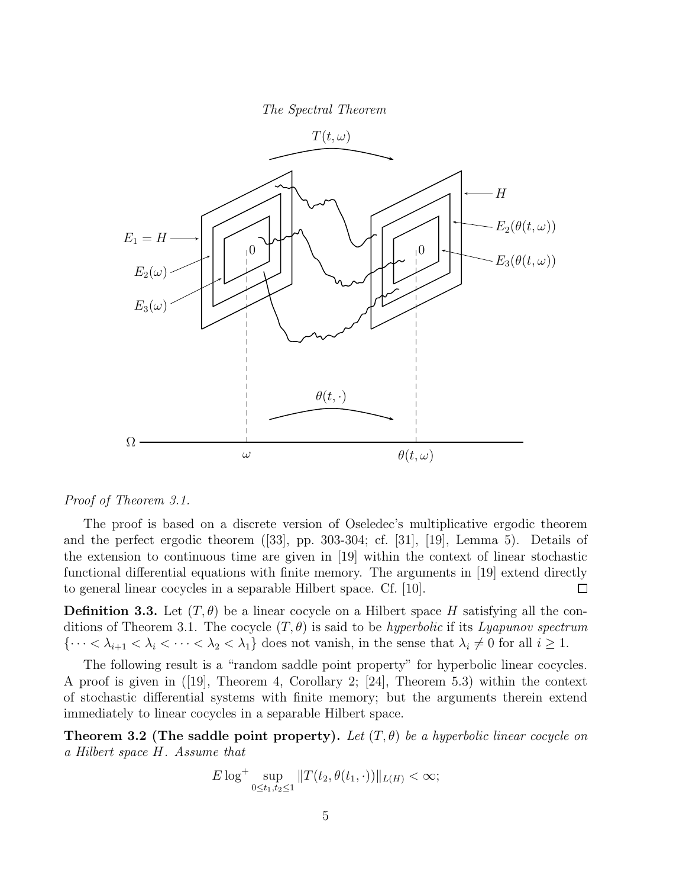The Spectral Theorem

*Proof of Theorem 3.1.*

The proof is based on a discrete version of Oseledec's multiplicative ergodic theorem and the perfect ergodic theorem ([33], pp. 303-304; cf. [31], [19], Lemma 5). Details of the extension to continuous time are given in [19] within the context of linear stochastic functional differential equations with finite memory. The arguments in [19] extend directly to general linear cocycles in a separable Hilbert space. Cf. [10]. □

**Definition 3.3.** Let $(T, \theta)$ be a linear cocycle on a Hilbert space $H$ satisfying all the conditions of Theorem 3.1. The cocycle $(T, \theta)$ is said to be *hyperbolic* if its *Lyapunov spectrum* $\{\cdots < \lambda_{i+1} < \lambda_i < \cdots < \lambda_2 < \lambda_1\}$ does not vanish, in the sense that $\lambda_i \neq 0$ for all $i \geq 1$.

The following result is a "random saddle point property" for hyperbolic linear cocycles. A proof is given in ([19], Theorem 4, Corollary 2; [24], Theorem 5.3) within the context of stochastic differential systems with finite memory; but the arguments therein extend immediately to linear cocycles in a separable Hilbert space.

**Theorem 3.2 (The saddle point property).** *Let $(T, \theta)$ be a hyperbolic linear cocycle on a Hilbert space $H$. Assume that*

$$E \log^+ \sup_{0 \leq t_1, t_2 \leq 1} \|T(t_2, \theta(t_1, \cdot))\|_{L(H)} < \infty;$$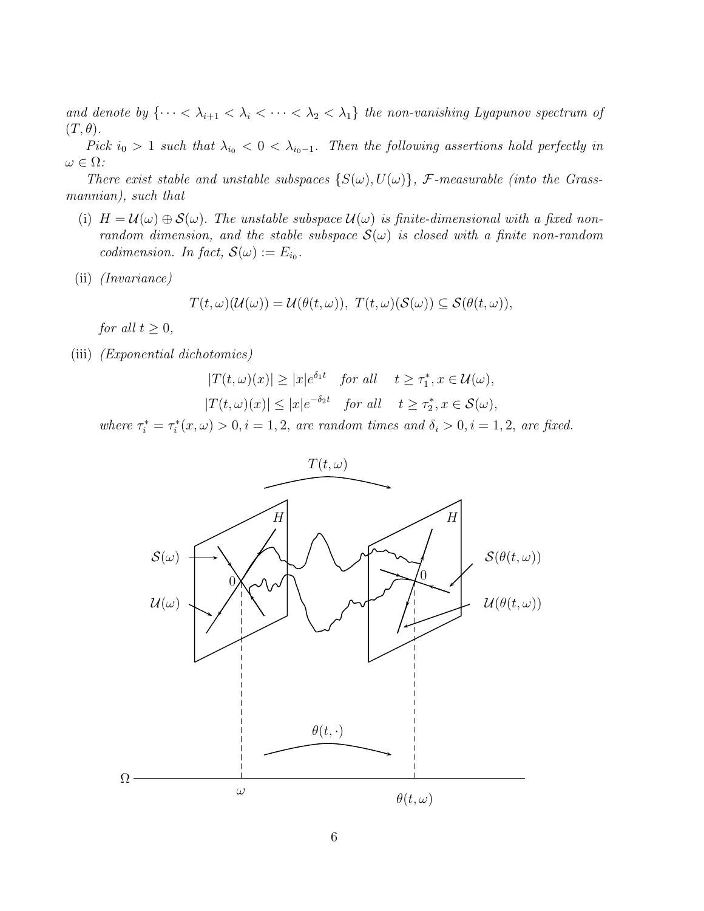*and denote by* $\{\cdots < \lambda_{i+1} < \lambda_i < \cdots < \lambda_2 < \lambda_1\}$ *the non-vanishing Lyapunov spectrum of* $(T, \theta)$.

*Pick* $i_0 > 1$ *such that* $\lambda_{i_0} < 0 < \lambda_{i_0 - 1}$. *Then the following assertions hold perfectly in* $\omega \in \Omega$:

*There exist stable and unstable subspaces* $\{S(\omega), U(\omega)\}$, $\mathcal{F}$*-measurable (into the Grassmannian), such that*

(i) $H = \mathcal{U}(\omega) \oplus \mathcal{S}(\omega)$. *The unstable subspace* $\mathcal{U}(\omega)$ *is finite-dimensional with a fixed non-random dimension, and the stable subspace* $\mathcal{S}(\omega)$ *is closed with a finite non-random codimension. In fact,* $\mathcal{S}(\omega) := E_{i_0}$.

(ii) *(Invariance)*

$$T(t, \omega)(\mathcal{U}(\omega)) = \mathcal{U}(\theta(t, \omega)), \ T(t, \omega)(\mathcal{S}(\omega)) \subseteq \mathcal{S}(\theta(t, \omega)),$$

*for all* $t \geq 0$,

(iii) *(Exponential dichotomies)*

$$|T(t, \omega)(x)| \geq |x| e^{\delta_1 t} \quad \text{for all} \quad t \geq \tau_1^*, x \in \mathcal{U}(\omega),$$

$$|T(t, \omega)(x)| \leq |x| e^{-\delta_2 t} \quad \text{for all} \quad t \geq \tau_2^*, x \in \mathcal{S}(\omega),$$

*where* $\tau_i^* = \tau_i^*(x, \omega) > 0, i = 1, 2,$ *are random times and* $\delta_i > 0, i = 1, 2,$ *are fixed.*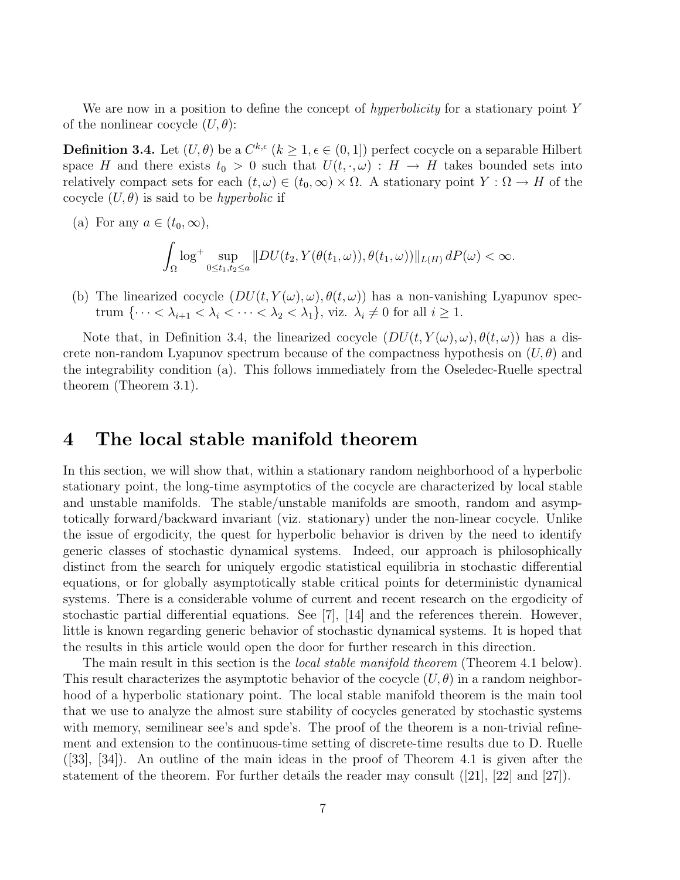We are now in a position to define the concept of *hyperbolicity* for a stationary point $Y$ of the nonlinear cocycle $(U, \theta)$:

**Definition 3.4.** Let $(U, \theta)$ be a $C^{k,\epsilon}$ $(k \geq 1, \epsilon \in (0,1])$ perfect cocycle on a separable Hilbert space $H$ and there exists $t_0 > 0$ such that $U(t, \cdot, \omega) : H \to H$ takes bounded sets into relatively compact sets for each $(t, \omega) \in (t_0, \infty) \times \Omega$. A stationary point $Y : \Omega \to H$ of the cocycle $(U, \theta)$ is said to be *hyperbolic* if

(a) For any $a \in (t_0, \infty)$,

$$\int_\Omega \log^+ \sup_{0 \leq t_1, t_2 \leq a} \|DU(t_2, Y(\theta(t_1, \omega)), \theta(t_1, \omega))\|_{L(H)} \, dP(\omega) < \infty.$$

(b) The linearized cocycle $(DU(t, Y(\omega), \omega), \theta(t, \omega))$ has a non-vanishing Lyapunov spectrum $\{\cdots < \lambda_{i+1} < \lambda_i < \cdots < \lambda_2 < \lambda_1\}$, viz. $\lambda_i \neq 0$ for all $i \geq 1$.

Note that, in Definition 3.4, the linearized cocycle $(DU(t, Y(\omega), \omega), \theta(t, \omega))$ has a discrete non-random Lyapunov spectrum because of the compactness hypothesis on $(U, \theta)$ and the integrability condition (a). This follows immediately from the Oseledec-Ruelle spectral theorem (Theorem 3.1).

# 4 The local stable manifold theorem

In this section, we will show that, within a stationary random neighborhood of a hyperbolic stationary point, the long-time asymptotics of the cocycle are characterized by local stable and unstable manifolds. The stable/unstable manifolds are smooth, random and asymptotically forward/backward invariant (viz. stationary) under the non-linear cocycle. Unlike the issue of ergodicity, the quest for hyperbolic behavior is driven by the need to identify generic classes of stochastic dynamical systems. Indeed, our approach is philosophically distinct from the search for uniquely ergodic statistical equilibria in stochastic differential equations, or for globally asymptotically stable critical points for deterministic dynamical systems. There is a considerable volume of current and recent research on the ergodicity of stochastic partial differential equations. See [7], [14] and the references therein. However, little is known regarding generic behavior of stochastic dynamical systems. It is hoped that the results in this article would open the door for further research in this direction.

The main result in this section is the *local stable manifold theorem* (Theorem 4.1 below). This result characterizes the asymptotic behavior of the cocycle $(U, \theta)$ in a random neighborhood of a hyperbolic stationary point. The local stable manifold theorem is the main tool that we use to analyze the almost sure stability of cocycles generated by stochastic systems with memory, semilinear see's and spde's. The proof of the theorem is a non-trivial refinement and extension to the continuous-time setting of discrete-time results due to D. Ruelle ([33], [34]). An outline of the main ideas in the proof of Theorem 4.1 is given after the statement of the theorem. For further details the reader may consult ([21], [22] and [27]).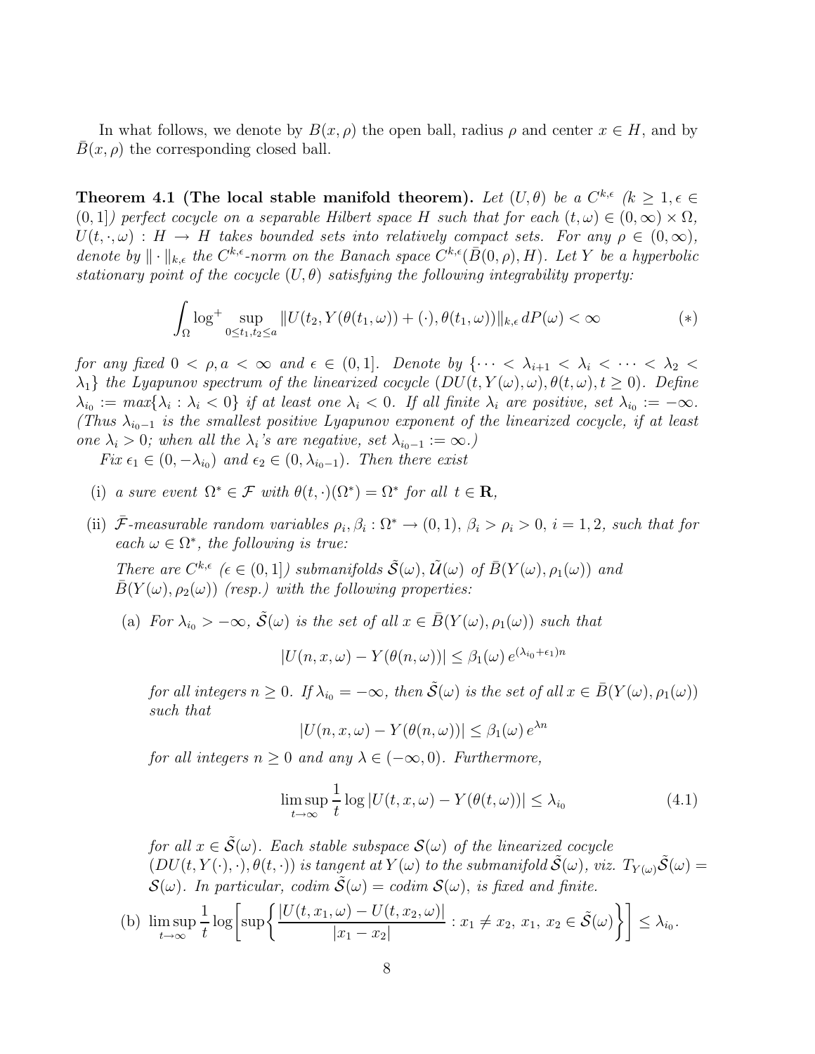In what follows, we denote by $B(x,\rho)$ the open ball, radius $\rho$ and center $x \in H$, and by $\bar{B}(x,\rho)$ the corresponding closed ball.

**Theorem 4.1 (The local stable manifold theorem).** *Let $(U,\theta)$ be a $C^{k,\epsilon}$ ($k \geq 1, \epsilon \in (0,1]$) perfect cocycle on a separable Hilbert space $H$ such that for each $(t,\omega) \in (0,\infty) \times \Omega$, $U(t,\cdot,\omega) : H \to H$ takes bounded sets into relatively compact sets. For any $\rho \in (0,\infty)$, denote by $\|\cdot\|_{k,\epsilon}$ the $C^{k,\epsilon}$-norm on the Banach space $C^{k,\epsilon}(\bar{B}(0,\rho),H)$. Let $Y$ be a hyperbolic stationary point of the cocycle $(U,\theta)$ satisfying the following integrability property:*

$$\int_\Omega \log^+ \sup_{0 \leq t_1, t_2 \leq a} \|U(t_2, Y(\theta(t_1,\omega)) + (\cdot), \theta(t_1,\omega))\|_{k,\epsilon} \, dP(\omega) < \infty \qquad (*)$$

*for any fixed $0 < \rho, a < \infty$ and $\epsilon \in (0,1]$. Denote by $\{\cdots < \lambda_{i+1} < \lambda_i < \cdots < \lambda_2 < \lambda_1\}$ the Lyapunov spectrum of the linearized cocycle $(DU(t,Y(\omega),\omega), \theta(t,\omega), t \geq 0)$. Define $\lambda_{i_0} := max\{\lambda_i : \lambda_i < 0\}$ if at least one $\lambda_i < 0$. If all finite $\lambda_i$ are positive, set $\lambda_{i_0} := -\infty$. (Thus $\lambda_{i_0 - 1}$ is the smallest positive Lyapunov exponent of the linearized cocycle, if at least one $\lambda_i > 0$; when all the $\lambda_i$'s are negative, set $\lambda_{i_0-1} := \infty$.)*

*Fix $\epsilon_1 \in (0, -\lambda_{i_0})$ and $\epsilon_2 \in (0, \lambda_{i_0-1})$. Then there exist*

- (i) *a sure event $\Omega^* \in \mathcal{F}$ with $\theta(t,\cdot)(\Omega^*) = \Omega^*$ for all $t \in \mathbf{R}$,*
- (ii) *$\bar{\mathcal{F}}$-measurable random variables $\rho_i, \beta_i : \Omega^* \to (0,1)$, $\beta_i > \rho_i > 0$, $i = 1,2$, such that for each $\omega \in \Omega^*$, the following is true:*

  *There are $C^{k,\epsilon}$ ($\epsilon \in (0,1]$) submanifolds $\tilde{\mathcal{S}}(\omega)$, $\tilde{\mathcal{U}}(\omega)$ of $\bar{B}(Y(\omega),\rho_1(\omega))$ and $\bar{B}(Y(\omega),\rho_2(\omega))$ (resp.) with the following properties:*

  - (a) *For $\lambda_{i_0} > -\infty$, $\tilde{\mathcal{S}}(\omega)$ is the set of all $x \in \bar{B}(Y(\omega),\rho_1(\omega))$ such that*

    $$|U(n,x,\omega) - Y(\theta(n,\omega))| \leq \beta_1(\omega)\, e^{(\lambda_{i_0}+\epsilon_1)n}$$

    *for all integers $n \geq 0$. If $\lambda_{i_0} = -\infty$, then $\tilde{\mathcal{S}}(\omega)$ is the set of all $x \in \bar{B}(Y(\omega),\rho_1(\omega))$ such that*

    $$|U(n,x,\omega) - Y(\theta(n,\omega))| \leq \beta_1(\omega)\, e^{\lambda n}$$

    *for all integers $n \geq 0$ and any $\lambda \in (-\infty, 0)$. Furthermore,*

    $$\limsup_{t\to\infty} \frac{1}{t} \log |U(t,x,\omega) - Y(\theta(t,\omega))| \leq \lambda_{i_0} \qquad (4.1)$$

    *for all $x \in \tilde{\mathcal{S}}(\omega)$. Each stable subspace $\mathcal{S}(\omega)$ of the linearized cocycle $(DU(t,Y(\cdot),\cdot), \theta(t,\cdot))$ is tangent at $Y(\omega)$ to the submanifold $\tilde{\mathcal{S}}(\omega)$, viz. $T_{Y(\omega)}\tilde{\mathcal{S}}(\omega) = \mathcal{S}(\omega)$. In particular, codim $\tilde{\mathcal{S}}(\omega) =$ codim $\mathcal{S}(\omega)$, is fixed and finite.*

  - (b) $$\limsup_{t\to\infty} \frac{1}{t} \log \left[ \sup \left\{ \frac{|U(t,x_1,\omega) - U(t,x_2,\omega)|}{|x_1 - x_2|} : x_1 \neq x_2,\ x_1,\ x_2 \in \tilde{\mathcal{S}}(\omega) \right\} \right] \leq \lambda_{i_0}.$$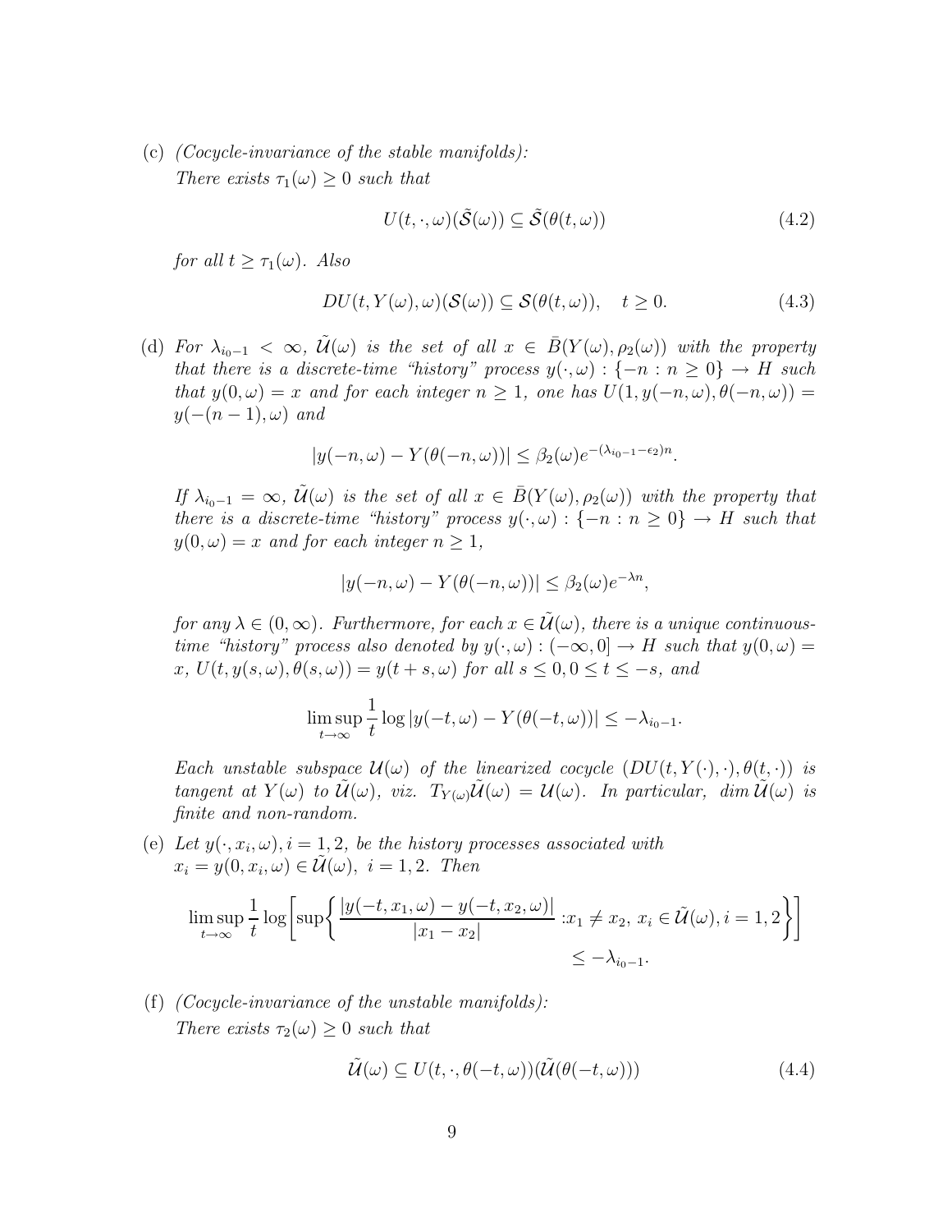(c) *(Cocycle-invariance of the stable manifolds):*
*There exists $\tau_1(\omega) \geq 0$ such that*

$$U(t, \cdot, \omega)(\tilde{\mathcal{S}}(\omega)) \subseteq \tilde{\mathcal{S}}(\theta(t, \omega)) \tag{4.2}$$

*for all $t \geq \tau_1(\omega)$. Also*

$$DU(t, Y(\omega), \omega)(\mathcal{S}(\omega)) \subseteq \mathcal{S}(\theta(t, \omega)), \quad t \geq 0. \tag{4.3}$$

(d) *For $\lambda_{i_0-1} < \infty$, $\tilde{\mathcal{U}}(\omega)$ is the set of all $x \in \bar{B}(Y(\omega), \rho_2(\omega))$ with the property that there is a discrete-time "history" process $y(\cdot, \omega) : \{-n : n \geq 0\} \to H$ such that $y(0, \omega) = x$ and for each integer $n \geq 1$, one has $U(1, y(-n, \omega), \theta(-n, \omega)) = y(-(n-1), \omega)$ and*

$$|y(-n, \omega) - Y(\theta(-n, \omega))| \leq \beta_2(\omega) e^{-(\lambda_{i_0-1} - \epsilon_2)n}.$$

*If $\lambda_{i_0-1} = \infty$, $\tilde{\mathcal{U}}(\omega)$ is the set of all $x \in \bar{B}(Y(\omega), \rho_2(\omega))$ with the property that there is a discrete-time "history" process $y(\cdot, \omega) : \{-n : n \geq 0\} \to H$ such that $y(0, \omega) = x$ and for each integer $n \geq 1$,*

$$|y(-n, \omega) - Y(\theta(-n, \omega))| \leq \beta_2(\omega) e^{-\lambda n},$$

*for any $\lambda \in (0, \infty)$. Furthermore, for each $x \in \tilde{\mathcal{U}}(\omega)$, there is a unique continuous-time "history" process also denoted by $y(\cdot, \omega) : (-\infty, 0] \to H$ such that $y(0, \omega) = x$, $U(t, y(s, \omega), \theta(s, \omega)) = y(t+s, \omega)$ for all $s \leq 0, 0 \leq t \leq -s$, and*

$$\limsup_{t \to \infty} \frac{1}{t} \log |y(-t, \omega) - Y(\theta(-t, \omega))| \leq -\lambda_{i_0-1}.$$

*Each unstable subspace $\mathcal{U}(\omega)$ of the linearized cocycle $(DU(t, Y(\cdot), \cdot), \theta(t, \cdot))$ is tangent at $Y(\omega)$ to $\tilde{\mathcal{U}}(\omega)$, viz. $T_{Y(\omega)} \tilde{\mathcal{U}}(\omega) = \mathcal{U}(\omega)$. In particular, $\dim \tilde{\mathcal{U}}(\omega)$ is finite and non-random.*

(e) *Let $y(\cdot, x_i, \omega), i = 1, 2$, be the history processes associated with $x_i = y(0, x_i, \omega) \in \tilde{\mathcal{U}}(\omega),\ i = 1, 2$. Then*

$$\limsup_{t \to \infty} \frac{1}{t} \log \left[ \sup \left\{ \frac{|y(-t, x_1, \omega) - y(-t, x_2, \omega)|}{|x_1 - x_2|} : x_1 \neq x_2,\ x_i \in \tilde{\mathcal{U}}(\omega), i = 1, 2 \right\} \right] \leq -\lambda_{i_0-1}.$$

(f) *(Cocycle-invariance of the unstable manifolds):*
*There exists $\tau_2(\omega) \geq 0$ such that*

$$\tilde{\mathcal{U}}(\omega) \subseteq U(t, \cdot, \theta(-t, \omega))(\tilde{\mathcal{U}}(\theta(-t, \omega))) \tag{4.4}$$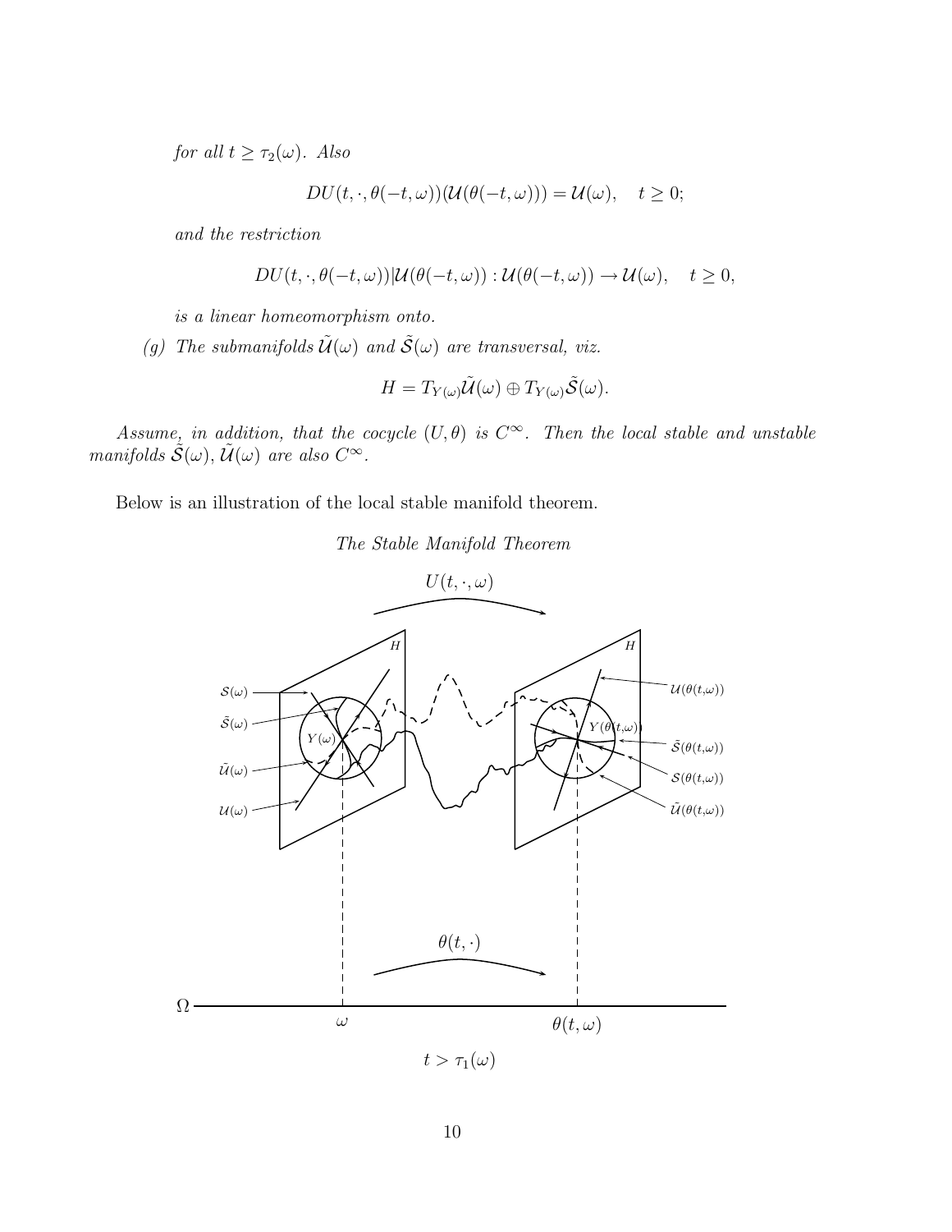*for all* $t \geq \tau_2(\omega)$. *Also*

$$DU(t, \cdot, \theta(-t, \omega))(\mathcal{U}(\theta(-t, \omega))) = \mathcal{U}(\omega), \quad t \geq 0;$$

*and the restriction*

$$DU(t, \cdot, \theta(-t, \omega))|\mathcal{U}(\theta(-t, \omega)) : \mathcal{U}(\theta(-t, \omega)) \to \mathcal{U}(\omega), \quad t \geq 0,$$

*is a linear homeomorphism onto.*

*(g) The submanifolds* $\tilde{\mathcal{U}}(\omega)$ *and* $\tilde{\mathcal{S}}(\omega)$ *are transversal, viz.*

$$H = T_{Y(\omega)}\tilde{\mathcal{U}}(\omega) \oplus T_{Y(\omega)}\tilde{\mathcal{S}}(\omega).$$

*Assume, in addition, that the cocycle* $(U, \theta)$ *is* $C^\infty$. *Then the local stable and unstable manifolds* $\tilde{\mathcal{S}}(\omega), \tilde{\mathcal{U}}(\omega)$ *are also* $C^\infty$.

Below is an illustration of the local stable manifold theorem.

*The Stable Manifold Theorem*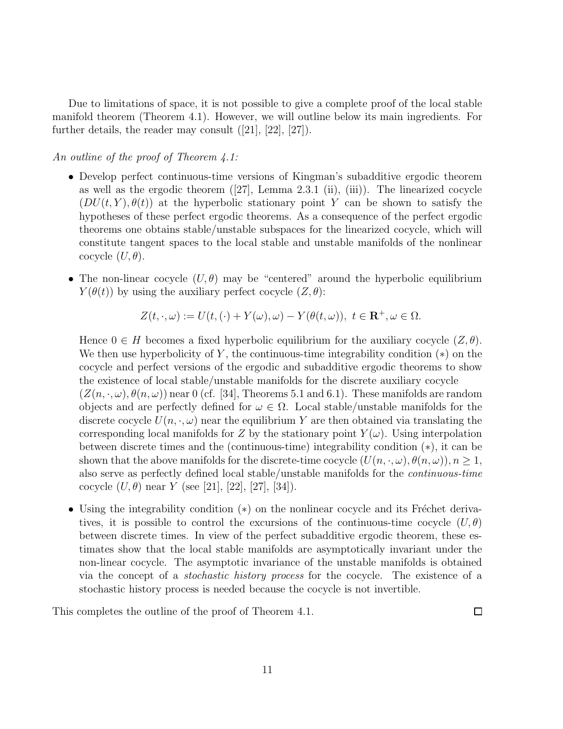Due to limitations of space, it is not possible to give a complete proof of the local stable manifold theorem (Theorem 4.1). However, we will outline below its main ingredients. For further details, the reader may consult ([21], [22], [27]).

*An outline of the proof of Theorem 4.1:*

- Develop perfect continuous-time versions of Kingman's subadditive ergodic theorem as well as the ergodic theorem ([27], Lemma 2.3.1 (ii), (iii)). The linearized cocycle $(DU(t,Y),\theta(t))$ at the hyperbolic stationary point $Y$ can be shown to satisfy the hypotheses of these perfect ergodic theorems. As a consequence of the perfect ergodic theorems one obtains stable/unstable subspaces for the linearized cocycle, which will constitute tangent spaces to the local stable and unstable manifolds of the nonlinear cocycle $(U,\theta)$.

- The non-linear cocycle $(U,\theta)$ may be "centered" around the hyperbolic equilibrium $Y(\theta(t))$ by using the auxiliary perfect cocycle $(Z,\theta)$:

$$Z(t,\cdot,\omega) := U(t,(\cdot)+Y(\omega),\omega) - Y(\theta(t,\omega)),\ t \in \mathbf{R}^+, \omega \in \Omega.$$

  Hence $0 \in H$ becomes a fixed hyperbolic equilibrium for the auxiliary cocycle $(Z,\theta)$. We then use hyperbolicity of $Y$, the continuous-time integrability condition $(*)$ on the cocycle and perfect versions of the ergodic and subadditive ergodic theorems to show the existence of local stable/unstable manifolds for the discrete auxiliary cocycle $(Z(n,\cdot,\omega),\theta(n,\omega))$ near 0 (cf. [34], Theorems 5.1 and 6.1). These manifolds are random objects and are perfectly defined for $\omega \in \Omega$. Local stable/unstable manifolds for the discrete cocycle $U(n,\cdot,\omega)$ near the equilibrium $Y$ are then obtained via translating the corresponding local manifolds for $Z$ by the stationary point $Y(\omega)$. Using interpolation between discrete times and the (continuous-time) integrability condition $(*)$, it can be shown that the above manifolds for the discrete-time cocycle $(U(n,\cdot,\omega),\theta(n,\omega)), n \geq 1$, also serve as perfectly defined local stable/unstable manifolds for the *continuous-time* cocycle $(U,\theta)$ near $Y$ (see [21], [22], [27], [34]).

- Using the integrability condition $(*)$ on the nonlinear cocycle and its Fréchet derivatives, it is possible to control the excursions of the continuous-time cocycle $(U,\theta)$ between discrete times. In view of the perfect subadditive ergodic theorem, these estimates show that the local stable manifolds are asymptotically invariant under the non-linear cocycle. The asymptotic invariance of the unstable manifolds is obtained via the concept of a *stochastic history process* for the cocycle. The existence of a stochastic history process is needed because the cocycle is not invertible.

This completes the outline of the proof of Theorem 4.1. □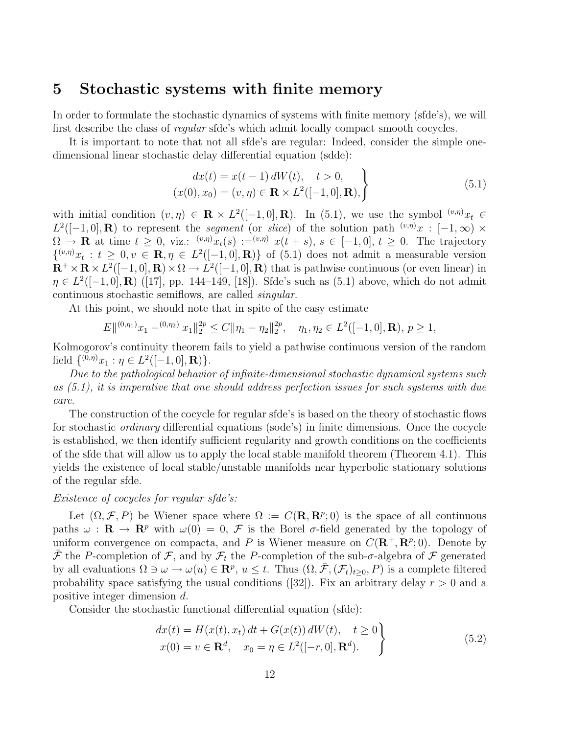# 5 Stochastic systems with finite memory

In order to formulate the stochastic dynamics of systems with finite memory (sfde's), we will first describe the class of *regular* sfde's which admit locally compact smooth cocycles.

It is important to note that not all sfde's are regular: Indeed, consider the simple one-dimensional linear stochastic delay differential equation (sdde):

$$\left.\begin{aligned} dx(t) &= x(t-1)\,dW(t), \quad t>0, \\ (x(0),x_0) &= (v,\eta) \in \mathbf{R}\times L^2([-1,0],\mathbf{R}), \end{aligned}\right\} \tag{5.1}$$

with initial condition $(v,\eta) \in \mathbf{R}\times L^2([-1,0],\mathbf{R})$. In (5.1), we use the symbol ${}^{(v,\eta)}x_t \in L^2([-1,0],\mathbf{R})$ to represent the *segment* (or *slice*) of the solution path ${}^{(v,\eta)}x : [-1,\infty)\times\Omega \to \mathbf{R}$ at time $t\geq 0$, viz.: ${}^{(v,\eta)}x_t(s) := {}^{(v,\eta)}\, x(t+s)$, $s\in[-1,0]$, $t\geq 0$. The trajectory $\{{}^{(v,\eta)}x_t : t\geq 0, v\in\mathbf{R}, \eta\in L^2([-1,0],\mathbf{R})\}$ of (5.1) does not admit a measurable version $\mathbf{R}^+\times\mathbf{R}\times L^2([-1,0],\mathbf{R})\times\Omega\to L^2([-1,0],\mathbf{R})$ that is pathwise continuous (or even linear) in $\eta\in L^2([-1,0],\mathbf{R})$ ([17], pp. 144–149, [18]). Sfde's such as (5.1) above, which do not admit continuous stochastic semiflows, are called *singular*.

At this point, we should note that in spite of the easy estimate

$$E\|{}^{(0,\eta_1)}x_1 - {}^{(0,\eta_2)}x_1\|_2^{2p} \leq C\|\eta_1-\eta_2\|_2^{2p}, \quad \eta_1,\eta_2\in L^2([-1,0],\mathbf{R}),\, p\geq 1,$$

Kolmogorov's continuity theorem fails to yield a pathwise continuous version of the random field $\{{}^{(0,\eta)}x_1 : \eta\in L^2([-1,0],\mathbf{R})\}$.

*Due to the pathological behavior of infinite-dimensional stochastic dynamical systems such as (5.1), it is imperative that one should address perfection issues for such systems with due care.*

The construction of the cocycle for regular sfde's is based on the theory of stochastic flows for stochastic *ordinary* differential equations (sode's) in finite dimensions. Once the cocycle is established, we then identify sufficient regularity and growth conditions on the coefficients of the sfde that will allow us to apply the local stable manifold theorem (Theorem 4.1). This yields the existence of local stable/unstable manifolds near hyperbolic stationary solutions of the regular sfde.

*Existence of cocycles for regular sfde's:*

Let $(\Omega,\mathcal{F},P)$ be Wiener space where $\Omega := C(\mathbf{R},\mathbf{R}^p;0)$ is the space of all continuous paths $\omega:\mathbf{R}\to\mathbf{R}^p$ with $\omega(0)=0$, $\mathcal{F}$ is the Borel $\sigma$-field generated by the topology of uniform convergence on compacta, and $P$ is Wiener measure on $C(\mathbf{R}^+,\mathbf{R}^p;0)$. Denote by $\bar{\mathcal{F}}$ the $P$-completion of $\mathcal{F}$, and by $\mathcal{F}_t$ the $P$-completion of the sub-$\sigma$-algebra of $\mathcal{F}$ generated by all evaluations $\Omega\ni\omega\to\omega(u)\in\mathbf{R}^p$, $u\leq t$. Thus $(\Omega,\bar{\mathcal{F}},(\mathcal{F}_t)_{t\geq 0},P)$ is a complete filtered probability space satisfying the usual conditions ([32]). Fix an arbitrary delay $r>0$ and a positive integer dimension $d$.

Consider the stochastic functional differential equation (sfde):

$$\left.\begin{aligned} dx(t) &= H(x(t),x_t)\,dt + G(x(t))\,dW(t), \quad t\geq 0 \\ x(0) &= v\in\mathbf{R}^d, \quad x_0=\eta\in L^2([-r,0],\mathbf{R}^d). \end{aligned}\right\} \tag{5.2}$$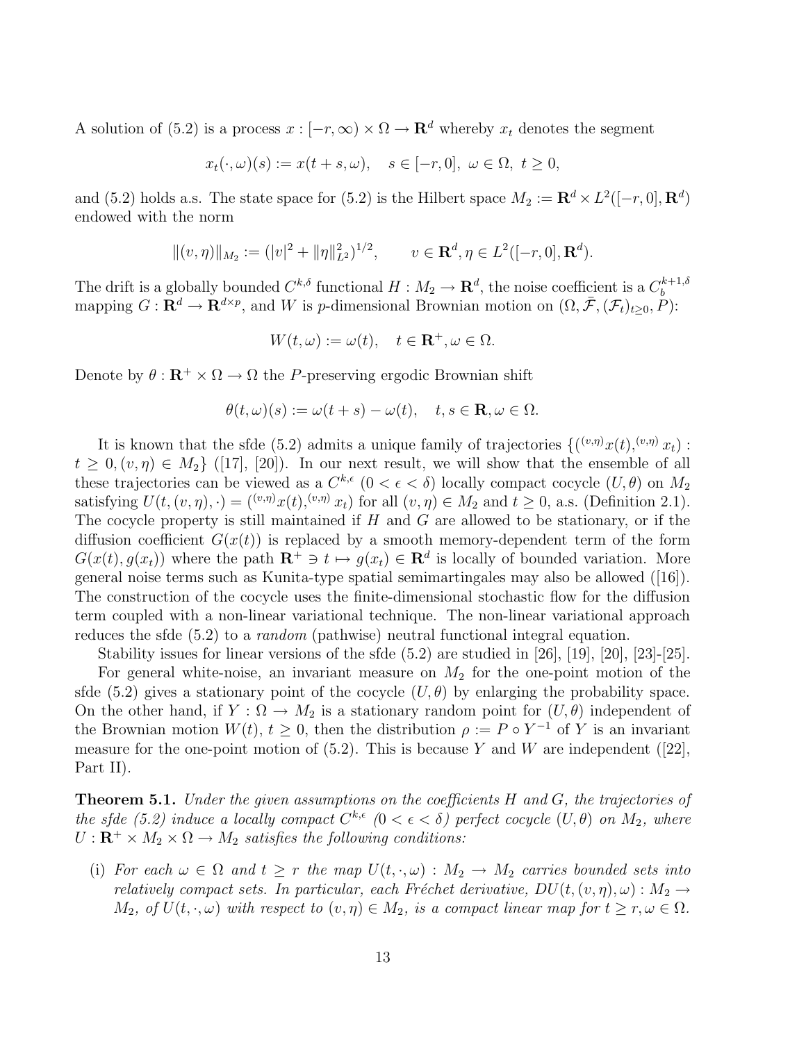A solution of (5.2) is a process $x : [-r, \infty) \times \Omega \to \mathbf{R}^d$ whereby $x_t$ denotes the segment

$$x_t(\cdot, \omega)(s) := x(t + s, \omega), \quad s \in [-r, 0], \ \omega \in \Omega, \ t \geq 0,$$

and (5.2) holds a.s. The state space for (5.2) is the Hilbert space $M_2 := \mathbf{R}^d \times L^2([-r, 0], \mathbf{R}^d)$ endowed with the norm

$$\|(v, \eta)\|_{M_2} := (|v|^2 + \|\eta\|^2_{L^2})^{1/2}, \qquad v \in \mathbf{R}^d, \eta \in L^2([-r, 0], \mathbf{R}^d).$$

The drift is a globally bounded $C^{k,\delta}$ functional $H : M_2 \to \mathbf{R}^d$, the noise coefficient is a $C_b^{k+1,\delta}$ mapping $G : \mathbf{R}^d \to \mathbf{R}^{d \times p}$, and $W$ is $p$-dimensional Brownian motion on $(\Omega, \bar{\mathcal{F}}, (\mathcal{F}_t)_{t \geq 0}, P)$:

$$W(t, \omega) := \omega(t), \quad t \in \mathbf{R}^+, \omega \in \Omega.$$

Denote by $\theta : \mathbf{R}^+ \times \Omega \to \Omega$ the $P$-preserving ergodic Brownian shift

$$\theta(t, \omega)(s) := \omega(t + s) - \omega(t), \quad t, s \in \mathbf{R}, \omega \in \Omega.$$

It is known that the sfde (5.2) admits a unique family of trajectories $\{({}^{(v,\eta)}x(t), {}^{(v,\eta)}x_t) : t \geq 0, (v, \eta) \in M_2\}$ ([17], [20]). In our next result, we will show that the ensemble of all these trajectories can be viewed as a $C^{k,\epsilon}$ $(0 < \epsilon < \delta)$ locally compact cocycle $(U, \theta)$ on $M_2$ satisfying $U(t, (v, \eta), \cdot) = ({}^{(v,\eta)}x(t), {}^{(v,\eta)}x_t)$ for all $(v, \eta) \in M_2$ and $t \geq 0$, a.s. (Definition 2.1). The cocycle property is still maintained if $H$ and $G$ are allowed to be stationary, or if the diffusion coefficient $G(x(t))$ is replaced by a smooth memory-dependent term of the form $G(x(t), g(x_t))$ where the path $\mathbf{R}^+ \ni t \mapsto g(x_t) \in \mathbf{R}^d$ is locally of bounded variation. More general noise terms such as Kunita-type spatial semimartingales may also be allowed ([16]). The construction of the cocycle uses the finite-dimensional stochastic flow for the diffusion term coupled with a non-linear variational technique. The non-linear variational approach reduces the sfde (5.2) to a *random* (pathwise) neutral functional integral equation.

Stability issues for linear versions of the sfde (5.2) are studied in [26], [19], [20], [23]-[25].

For general white-noise, an invariant measure on $M_2$ for the one-point motion of the sfde (5.2) gives a stationary point of the cocycle $(U, \theta)$ by enlarging the probability space. On the other hand, if $Y : \Omega \to M_2$ is a stationary random point for $(U, \theta)$ independent of the Brownian motion $W(t)$, $t \geq 0$, then the distribution $\rho := P \circ Y^{-1}$ of $Y$ is an invariant measure for the one-point motion of (5.2). This is because $Y$ and $W$ are independent ([22], Part II).

**Theorem 5.1.** *Under the given assumptions on the coefficients $H$ and $G$, the trajectories of the sfde (5.2) induce a locally compact $C^{k,\epsilon}$ $(0 < \epsilon < \delta)$ perfect cocycle $(U, \theta)$ on $M_2$, where $U : \mathbf{R}^+ \times M_2 \times \Omega \to M_2$ satisfies the following conditions:*

(i) *For each $\omega \in \Omega$ and $t \geq r$ the map $U(t, \cdot, \omega) : M_2 \to M_2$ carries bounded sets into relatively compact sets. In particular, each Fréchet derivative, $DU(t, (v, \eta), \omega) : M_2 \to M_2$, of $U(t, \cdot, \omega)$ with respect to $(v, \eta) \in M_2$, is a compact linear map for $t \geq r, \omega \in \Omega$.*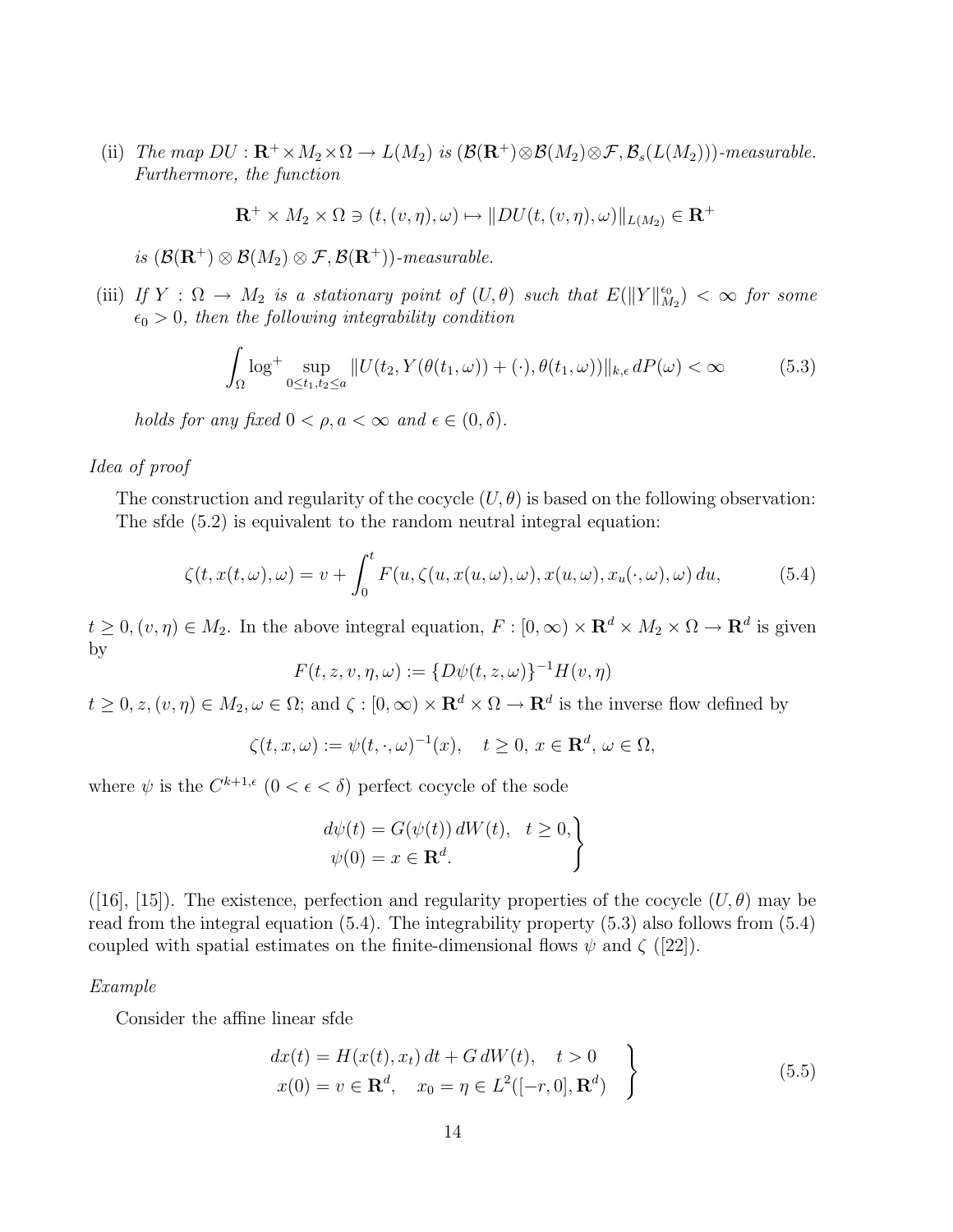(ii) *The map* $DU : \mathbf{R}^+ \times M_2 \times \Omega \to L(M_2)$ *is* $(\mathcal{B}(\mathbf{R}^+)\otimes\mathcal{B}(M_2)\otimes\mathcal{F}, \mathcal{B}_s(L(M_2)))$*-measurable. Furthermore, the function*

$$\mathbf{R}^+ \times M_2 \times \Omega \ni (t,(v,\eta),\omega) \mapsto \|DU(t,(v,\eta),\omega)\|_{L(M_2)} \in \mathbf{R}^+$$

*is* $(\mathcal{B}(\mathbf{R}^+) \otimes \mathcal{B}(M_2) \otimes \mathcal{F}, \mathcal{B}(\mathbf{R}^+))$*-measurable.*

(iii) *If* $Y : \Omega \to M_2$ *is a stationary point of* $(U, \theta)$ *such that* $E(\|Y\|_{M_2}^{\epsilon_0}) < \infty$ *for some* $\epsilon_0 > 0$*, then the following integrability condition*

$$\int_\Omega \log^+ \sup_{0\le t_1,t_2\le a} \|U(t_2, Y(\theta(t_1,\omega)) + (\cdot), \theta(t_1,\omega))\|_{k,\epsilon}\, dP(\omega) < \infty \tag{5.3}$$

*holds for any fixed* $0 < \rho, a < \infty$ *and* $\epsilon \in (0, \delta)$*.*

*Idea of proof*

The construction and regularity of the cocycle $(U, \theta)$ is based on the following observation: The sfde (5.2) is equivalent to the random neutral integral equation:

$$\zeta(t, x(t,\omega), \omega) = v + \int_0^t F(u, \zeta(u, x(u,\omega), \omega), x(u,\omega), x_u(\cdot,\omega), \omega)\, du, \tag{5.4}$$

$t \ge 0, (v, \eta) \in M_2$. In the above integral equation, $F : [0,\infty) \times \mathbf{R}^d \times M_2 \times \Omega \to \mathbf{R}^d$ is given by

$$F(t, z, v, \eta, \omega) := \{D\psi(t, z, \omega)\}^{-1} H(v, \eta)$$

$t \ge 0, z, (v, \eta) \in M_2, \omega \in \Omega$; and $\zeta : [0,\infty) \times \mathbf{R}^d \times \Omega \to \mathbf{R}^d$ is the inverse flow defined by

$$\zeta(t, x, \omega) := \psi(t, \cdot, \omega)^{-1}(x), \quad t \ge 0,\ x \in \mathbf{R}^d,\ \omega \in \Omega,$$

where $\psi$ is the $C^{k+1,\epsilon}$ $(0 < \epsilon < \delta)$ perfect cocycle of the sode

$$\left.\begin{aligned} d\psi(t) &= G(\psi(t))\, dW(t), \quad t \ge 0, \\ \psi(0) &= x \in \mathbf{R}^d. \end{aligned}\right\}$$

([16], [15]). The existence, perfection and regularity properties of the cocycle $(U, \theta)$ may be read from the integral equation (5.4). The integrability property (5.3) also follows from (5.4) coupled with spatial estimates on the finite-dimensional flows $\psi$ and $\zeta$ ([22]).

*Example*

Consider the affine linear sfde

$$\left.\begin{aligned} dx(t) &= H(x(t), x_t)\, dt + G\, dW(t), \quad t > 0 \\ x(0) &= v \in \mathbf{R}^d, \quad x_0 = \eta \in L^2([-r, 0], \mathbf{R}^d) \end{aligned}\right\} \tag{5.5}$$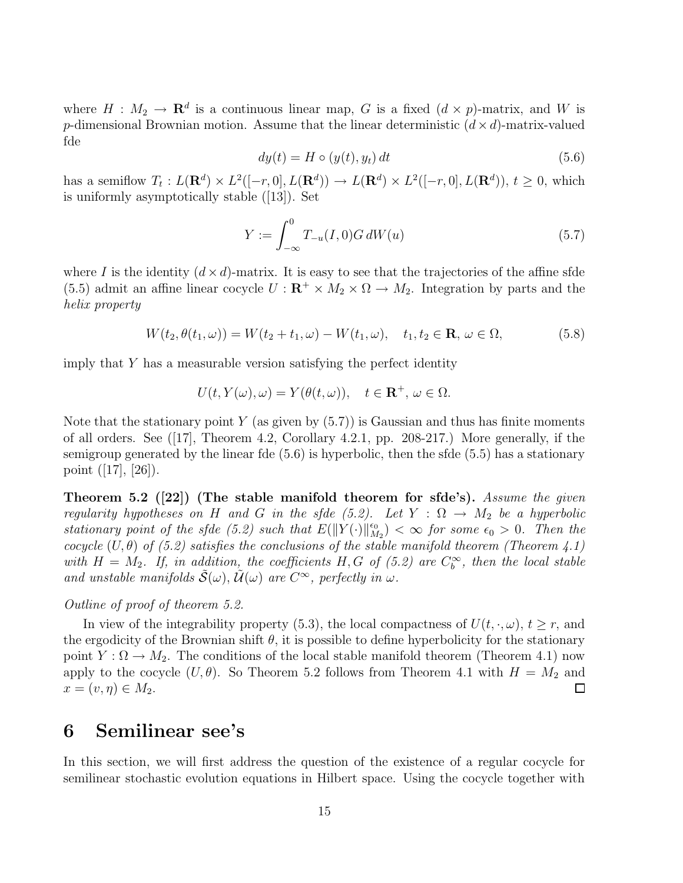where $H : M_2 \to \mathbf{R}^d$ is a continuous linear map, $G$ is a fixed $(d \times p)$-matrix, and $W$ is $p$-dimensional Brownian motion. Assume that the linear deterministic $(d \times d)$-matrix-valued fde

$$dy(t) = H \circ (y(t), y_t)\, dt \tag{5.6}$$

has a semiflow $T_t : L(\mathbf{R}^d) \times L^2([-r, 0], L(\mathbf{R}^d)) \to L(\mathbf{R}^d) \times L^2([-r, 0], L(\mathbf{R}^d))$, $t \geq 0$, which is uniformly asymptotically stable ([13]). Set

$$Y := \int_{-\infty}^{0} T_{-u}(I, 0) G \, dW(u) \tag{5.7}$$

where $I$ is the identity $(d \times d)$-matrix. It is easy to see that the trajectories of the affine sfde (5.5) admit an affine linear cocycle $U : \mathbf{R}^+ \times M_2 \times \Omega \to M_2$. Integration by parts and the *helix property*

$$W(t_2, \theta(t_1, \omega)) = W(t_2 + t_1, \omega) - W(t_1, \omega), \quad t_1, t_2 \in \mathbf{R},\, \omega \in \Omega, \tag{5.8}$$

imply that $Y$ has a measurable version satisfying the perfect identity

$$U(t, Y(\omega), \omega) = Y(\theta(t, \omega)), \quad t \in \mathbf{R}^+,\, \omega \in \Omega.$$

Note that the stationary point $Y$ (as given by (5.7)) is Gaussian and thus has finite moments of all orders. See ([17], Theorem 4.2, Corollary 4.2.1, pp. 208-217.) More generally, if the semigroup generated by the linear fde (5.6) is hyperbolic, then the sfde (5.5) has a stationary point ([17], [26]).

**Theorem 5.2 ([22]) (The stable manifold theorem for sfde's).** *Assume the given regularity hypotheses on $H$ and $G$ in the sfde (5.2). Let $Y : \Omega \to M_2$ be a hyperbolic stationary point of the sfde (5.2) such that $E(\|Y(\cdot)\|_{M_2}^{\epsilon_0}) < \infty$ for some $\epsilon_0 > 0$. Then the cocycle $(U, \theta)$ of (5.2) satisfies the conclusions of the stable manifold theorem (Theorem 4.1) with $H = M_2$. If, in addition, the coefficients $H, G$ of (5.2) are $C_b^\infty$, then the local stable and unstable manifolds $\tilde{\mathcal{S}}(\omega), \tilde{\mathcal{U}}(\omega)$ are $C^\infty$, perfectly in $\omega$.*

*Outline of proof of theorem 5.2.*

In view of the integrability property (5.3), the local compactness of $U(t, \cdot, \omega)$, $t \geq r$, and the ergodicity of the Brownian shift $\theta$, it is possible to define hyperbolicity for the stationary point $Y : \Omega \to M_2$. The conditions of the local stable manifold theorem (Theorem 4.1) now apply to the cocycle $(U, \theta)$. So Theorem 5.2 follows from Theorem 4.1 with $H = M_2$ and $x = (v, \eta) \in M_2$. □

# 6 Semilinear see's

In this section, we will first address the question of the existence of a regular cocycle for semilinear stochastic evolution equations in Hilbert space. Using the cocycle together with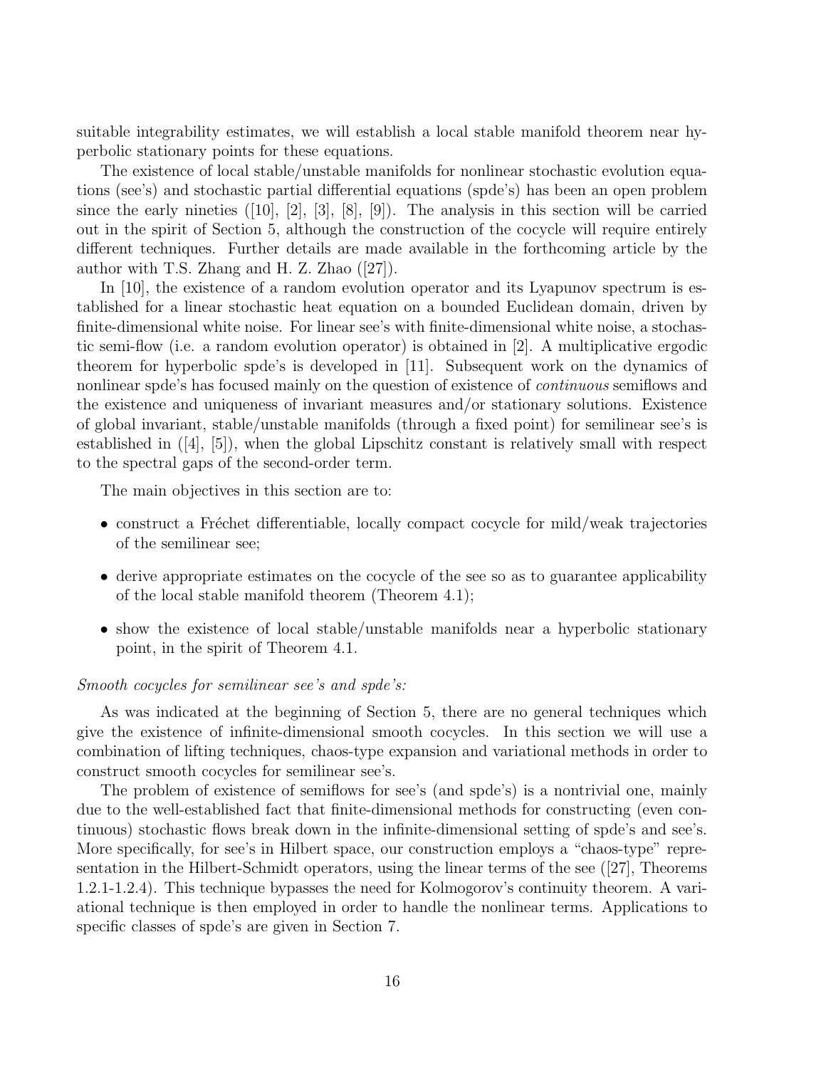suitable integrability estimates, we will establish a local stable manifold theorem near hyperbolic stationary points for these equations.

The existence of local stable/unstable manifolds for nonlinear stochastic evolution equations (see's) and stochastic partial differential equations (spde's) has been an open problem since the early nineties ([10], [2], [3], [8], [9]). The analysis in this section will be carried out in the spirit of Section 5, although the construction of the cocycle will require entirely different techniques. Further details are made available in the forthcoming article by the author with T.S. Zhang and H. Z. Zhao ([27]).

In [10], the existence of a random evolution operator and its Lyapunov spectrum is established for a linear stochastic heat equation on a bounded Euclidean domain, driven by finite-dimensional white noise. For linear see's with finite-dimensional white noise, a stochastic semi-flow (i.e. a random evolution operator) is obtained in [2]. A multiplicative ergodic theorem for hyperbolic spde's is developed in [11]. Subsequent work on the dynamics of nonlinear spde's has focused mainly on the question of existence of *continuous* semiflows and the existence and uniqueness of invariant measures and/or stationary solutions. Existence of global invariant, stable/unstable manifolds (through a fixed point) for semilinear see's is established in ([4], [5]), when the global Lipschitz constant is relatively small with respect to the spectral gaps of the second-order term.

The main objectives in this section are to:

- construct a Fréchet differentiable, locally compact cocycle for mild/weak trajectories of the semilinear see;
- derive appropriate estimates on the cocycle of the see so as to guarantee applicability of the local stable manifold theorem (Theorem 4.1);
- show the existence of local stable/unstable manifolds near a hyperbolic stationary point, in the spirit of Theorem 4.1.

*Smooth cocycles for semilinear see's and spde's:*

As was indicated at the beginning of Section 5, there are no general techniques which give the existence of infinite-dimensional smooth cocycles. In this section we will use a combination of lifting techniques, chaos-type expansion and variational methods in order to construct smooth cocycles for semilinear see's.

The problem of existence of semiflows for see's (and spde's) is a nontrivial one, mainly due to the well-established fact that finite-dimensional methods for constructing (even continuous) stochastic flows break down in the infinite-dimensional setting of spde's and see's. More specifically, for see's in Hilbert space, our construction employs a "chaos-type" representation in the Hilbert-Schmidt operators, using the linear terms of the see ([27], Theorems 1.2.1-1.2.4). This technique bypasses the need for Kolmogorov's continuity theorem. A variational technique is then employed in order to handle the nonlinear terms. Applications to specific classes of spde's are given in Section 7.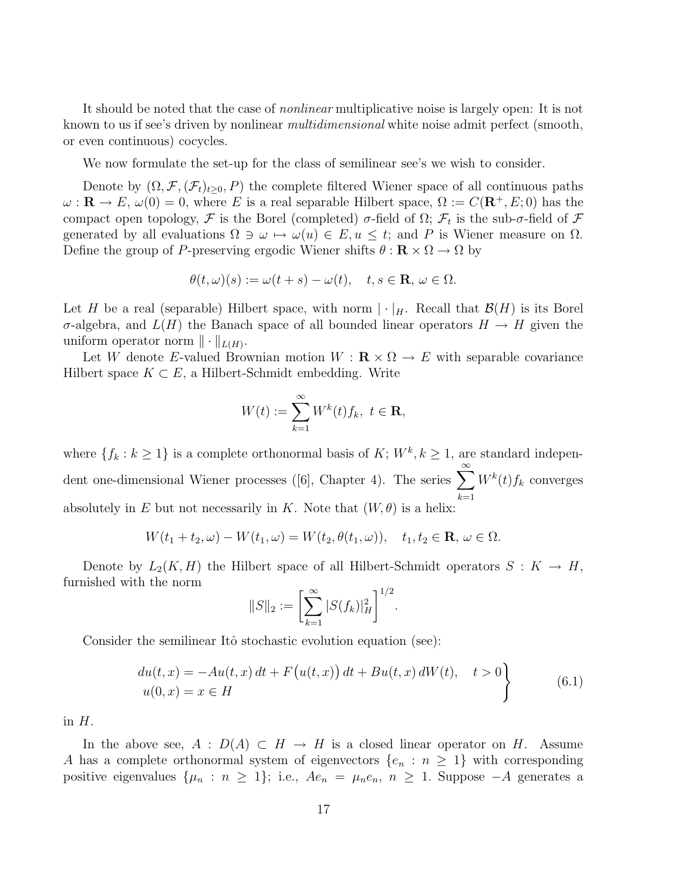It should be noted that the case of *nonlinear* multiplicative noise is largely open: It is not known to us if see's driven by nonlinear *multidimensional* white noise admit perfect (smooth, or even continuous) cocycles.

We now formulate the set-up for the class of semilinear see's we wish to consider.

Denote by $(\Omega, \mathcal{F}, (\mathcal{F}_t)_{t\geq 0}, P)$ the complete filtered Wiener space of all continuous paths $\omega : \mathbf{R} \to E$, $\omega(0) = 0$, where $E$ is a real separable Hilbert space, $\Omega := C(\mathbf{R}^+, E; 0)$ has the compact open topology, $\mathcal{F}$ is the Borel (completed) $\sigma$-field of $\Omega$; $\mathcal{F}_t$ is the sub-$\sigma$-field of $\mathcal{F}$ generated by all evaluations $\Omega \ni \omega \mapsto \omega(u) \in E, u \leq t$; and $P$ is Wiener measure on $\Omega$. Define the group of $P$-preserving ergodic Wiener shifts $\theta : \mathbf{R} \times \Omega \to \Omega$ by

$$\theta(t, \omega)(s) := \omega(t + s) - \omega(t), \quad t, s \in \mathbf{R}, \, \omega \in \Omega.$$

Let $H$ be a real (separable) Hilbert space, with norm $|\cdot|_H$. Recall that $\mathcal{B}(H)$ is its Borel $\sigma$-algebra, and $L(H)$ the Banach space of all bounded linear operators $H \to H$ given the uniform operator norm $\|\cdot\|_{L(H)}$.

Let $W$ denote $E$-valued Brownian motion $W : \mathbf{R} \times \Omega \to E$ with separable covariance Hilbert space $K \subset E$, a Hilbert-Schmidt embedding. Write

$$W(t) := \sum_{k=1}^{\infty} W^k(t) f_k, \; t \in \mathbf{R},$$

where $\{f_k : k \geq 1\}$ is a complete orthonormal basis of $K$; $W^k, k \geq 1$, are standard independent one-dimensional Wiener processes ([6], Chapter 4). The series $\sum_{k=1}^{\infty} W^k(t) f_k$ converges absolutely in $E$ but not necessarily in $K$. Note that $(W, \theta)$ is a helix:

$$W(t_1 + t_2, \omega) - W(t_1, \omega) = W(t_2, \theta(t_1, \omega)), \quad t_1, t_2 \in \mathbf{R}, \, \omega \in \Omega.$$

Denote by $L_2(K, H)$ the Hilbert space of all Hilbert-Schmidt operators $S : K \to H$, furnished with the norm

$$\|S\|_2 := \left[ \sum_{k=1}^{\infty} |S(f_k)|_H^2 \right]^{1/2}.$$

Consider the semilinear Itô stochastic evolution equation (see):

$$\left. \begin{array}{l} du(t,x) = -Au(t,x)\,dt + F\big(u(t,x)\big)\,dt + Bu(t,x)\,dW(t), \quad t > 0 \\ u(0,x) = x \in H \end{array} \right\} \tag{6.1}$$

in $H$.

In the above see, $A : D(A) \subset H \to H$ is a closed linear operator on $H$. Assume $A$ has a complete orthonormal system of eigenvectors $\{e_n : n \geq 1\}$ with corresponding positive eigenvalues $\{\mu_n : n \geq 1\}$; i.e., $Ae_n = \mu_n e_n$, $n \geq 1$. Suppose $-A$ generates a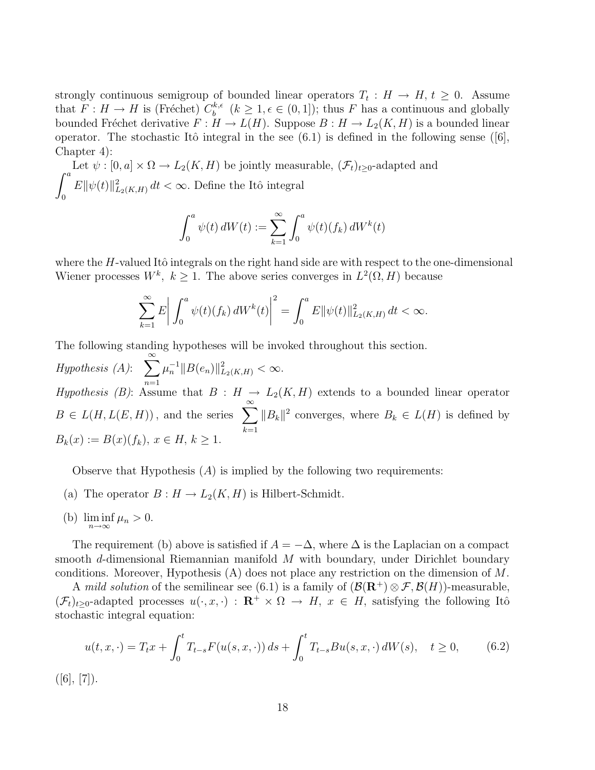strongly continuous semigroup of bounded linear operators $T_t : H \to H$, $t \geq 0$. Assume that $F : H \to H$ is (Fréchet) $C_b^{k,\epsilon}$ $(k \geq 1, \epsilon \in (0,1])$; thus $F$ has a continuous and globally bounded Fréchet derivative $F : H \to L(H)$. Suppose $B : H \to L_2(K,H)$ is a bounded linear operator. The stochastic Itô integral in the see (6.1) is defined in the following sense ([6], Chapter 4):

Let $\psi : [0,a] \times \Omega \to L_2(K,H)$ be jointly measurable, $(\mathcal{F}_t)_{t\geq 0}$-adapted and $\int_0^a E\|\psi(t)\|^2_{L_2(K,H)}\, dt < \infty$. Define the Itô integral

$$\int_0^a \psi(t)\, dW(t) := \sum_{k=1}^{\infty} \int_0^a \psi(t)(f_k)\, dW^k(t)$$

where the $H$-valued Itô integrals on the right hand side are with respect to the one-dimensional Wiener processes $W^k$, $k \geq 1$. The above series converges in $L^2(\Omega, H)$ because

$$\sum_{k=1}^{\infty} E\left| \int_0^a \psi(t)(f_k)\, dW^k(t)\right|^2 = \int_0^a E\|\psi(t)\|^2_{L_2(K,H)}\, dt < \infty.$$

The following standing hypotheses will be invoked throughout this section.

*Hypothesis (A)*: $\sum_{n=1}^{\infty} \mu_n^{-1}\|B(e_n)\|^2_{L_2(K,H)} < \infty$.

*Hypothesis (B)*: Assume that $B : H \to L_2(K,H)$ extends to a bounded linear operator $B \in L(H, L(E,H))$, and the series $\sum_{k=1}^{\infty} \|B_k\|^2$ converges, where $B_k \in L(H)$ is defined by $B_k(x) := B(x)(f_k)$, $x \in H$, $k \geq 1$.

Observe that Hypothesis $(A)$ is implied by the following two requirements:

(a) The operator $B : H \to L_2(K,H)$ is Hilbert-Schmidt.

(b) $\liminf_{n\to\infty} \mu_n > 0$.

The requirement (b) above is satisfied if $A = -\Delta$, where $\Delta$ is the Laplacian on a compact smooth $d$-dimensional Riemannian manifold $M$ with boundary, under Dirichlet boundary conditions. Moreover, Hypothesis (A) does not place any restriction on the dimension of $M$.

A *mild solution* of the semilinear see (6.1) is a family of $(\mathcal{B}(\mathbf{R}^+) \otimes \mathcal{F}, \mathcal{B}(H))$-measurable, $(\mathcal{F}_t)_{t\geq 0}$-adapted processes $u(\cdot, x, \cdot) : \mathbf{R}^+ \times \Omega \to H$, $x \in H$, satisfying the following Itô stochastic integral equation:

$$u(t,x,\cdot) = T_t x + \int_0^t T_{t-s}F(u(s,x,\cdot))\, ds + \int_0^t T_{t-s}Bu(s,x,\cdot)\, dW(s), \quad t \geq 0, \tag{6.2}$$

([6], [7]).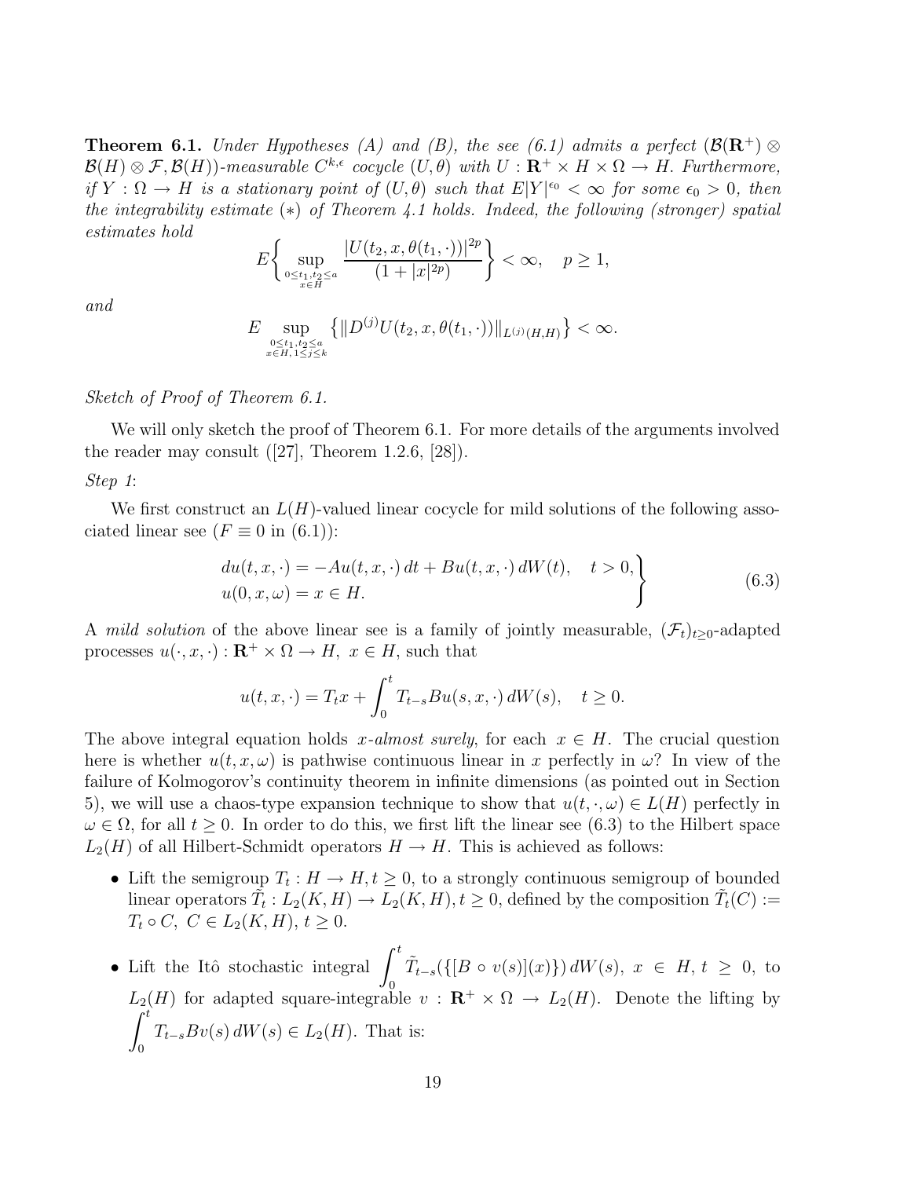**Theorem 6.1.** *Under Hypotheses (A) and (B), the see (6.1) admits a perfect $(\mathcal{B}(\mathbf{R}^+)\otimes \mathcal{B}(H)\otimes\mathcal{F},\mathcal{B}(H))$-measurable $C^{k,\epsilon}$ cocycle $(U,\theta)$ with $U:\mathbf{R}^+\times H\times\Omega\to H$. Furthermore, if $Y:\Omega\to H$ is a stationary point of $(U,\theta)$ such that $E|Y|^{\epsilon_0}<\infty$ for some $\epsilon_0>0$, then the integrability estimate $(*)$ of Theorem 4.1 holds. Indeed, the following (stronger) spatial estimates hold*

$$E\bigg\{\sup_{\substack{0\le t_1,t_2\le a\\ x\in H}}\frac{|U(t_2,x,\theta(t_1,\cdot))|^{2p}}{(1+|x|^{2p})}\bigg\}<\infty,\quad p\ge 1,$$

*and*

$$E\sup_{\substack{0\le t_1,t_2\le a\\ x\in H,\,1\le j\le k}}\big\{\|D^{(j)}U(t_2,x,\theta(t_1,\cdot))\|_{L^{(j)}(H,H)}\big\}<\infty.$$

*Sketch of Proof of Theorem 6.1.*

We will only sketch the proof of Theorem 6.1. For more details of the arguments involved the reader may consult ([27], Theorem 1.2.6, [28]).

*Step 1*:

We first construct an $L(H)$-valued linear cocycle for mild solutions of the following associated linear see ($F\equiv 0$ in (6.1)):

$$\left.\begin{aligned}&du(t,x,\cdot)=-Au(t,x,\cdot)\,dt+Bu(t,x,\cdot)\,dW(t),\quad t>0,\\&u(0,x,\omega)=x\in H.\end{aligned}\right\}\tag{6.3}$$

A *mild solution* of the above linear see is a family of jointly measurable, $(\mathcal{F}_t)_{t\ge0}$-adapted processes $u(\cdot,x,\cdot):\mathbf{R}^+\times\Omega\to H,\ x\in H$, such that

$$u(t,x,\cdot)=T_tx+\int_0^t T_{t-s}Bu(s,x,\cdot)\,dW(s),\quad t\ge 0.$$

The above integral equation holds *x-almost surely*, for each $x\in H$. The crucial question here is whether $u(t,x,\omega)$ is pathwise continuous linear in $x$ perfectly in $\omega$? In view of the failure of Kolmogorov's continuity theorem in infinite dimensions (as pointed out in Section 5), we will use a chaos-type expansion technique to show that $u(t,\cdot,\omega)\in L(H)$ perfectly in $\omega\in\Omega$, for all $t\ge0$. In order to do this, we first lift the linear see (6.3) to the Hilbert space $L_2(H)$ of all Hilbert-Schmidt operators $H\to H$. This is achieved as follows:

- Lift the semigroup $T_t:H\to H, t\ge 0$, to a strongly continuous semigroup of bounded linear operators $\tilde{T}_t:L_2(K,H)\to L_2(K,H), t\ge 0$, defined by the composition $\tilde{T}_t(C):=T_t\circ C,\ C\in L_2(K,H),\ t\ge 0$.
- Lift the Itô stochastic integral $\displaystyle\int_0^t \tilde{T}_{t-s}(\{[B\circ v(s)](x)\})\,dW(s),\ x\in H,\ t\ge 0$, to $L_2(H)$ for adapted square-integrable $v:\mathbf{R}^+\times\Omega\to L_2(H)$. Denote the lifting by $\displaystyle\int_0^t T_{t-s}Bv(s)\,dW(s)\in L_2(H)$. That is: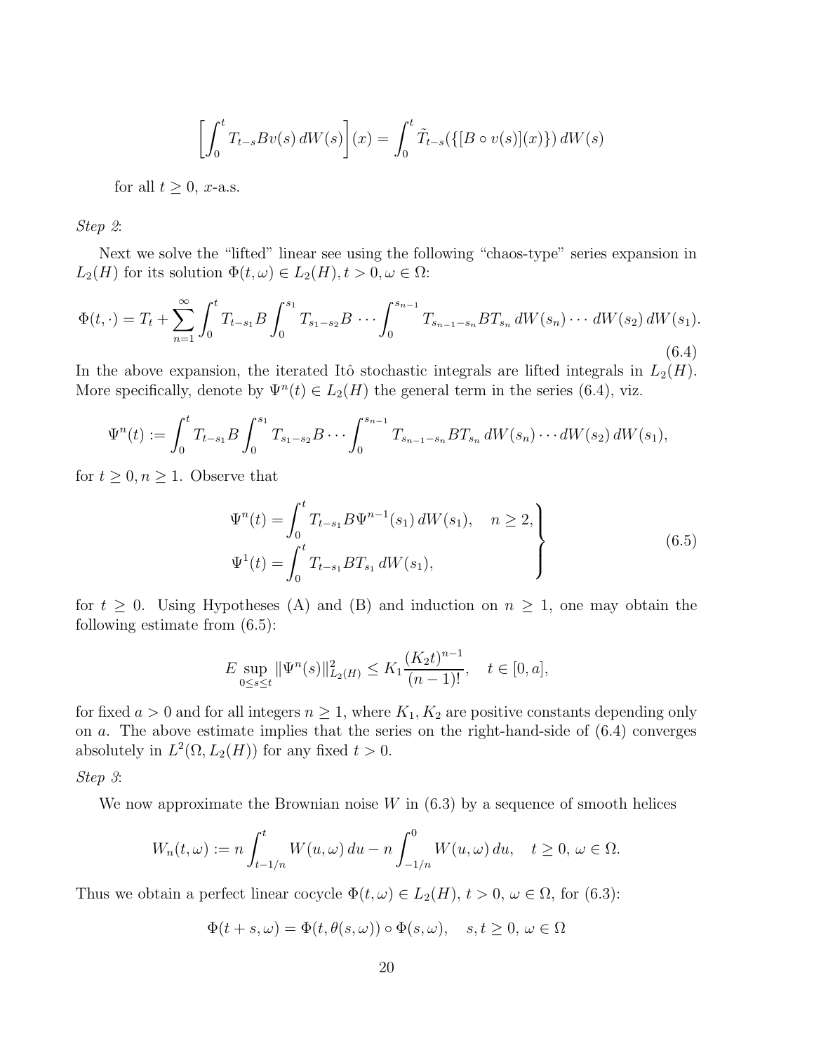$$\left[\int_0^t T_{t-s}Bv(s)\,dW(s)\right](x) = \int_0^t \tilde{T}_{t-s}(\{[B\circ v(s)](x)\})\,dW(s)$$

for all $t \geq 0$, $x$-a.s.

*Step 2*:

Next we solve the "lifted" linear see using the following "chaos-type" series expansion in $L_2(H)$ for its solution $\Phi(t,\omega) \in L_2(H), t > 0, \omega \in \Omega$:

$$\Phi(t,\cdot) = T_t + \sum_{n=1}^{\infty} \int_0^t T_{t-s_1}B\int_0^{s_1} T_{s_1-s_2}B\,\cdots \int_0^{s_{n-1}} T_{s_{n-1}-s_n}BT_{s_n}\,dW(s_n)\cdots dW(s_2)\,dW(s_1). \tag{6.4}$$

In the above expansion, the iterated Itô stochastic integrals are lifted integrals in $L_2(H)$. More specifically, denote by $\Psi^n(t) \in L_2(H)$ the general term in the series (6.4), viz.

$$\Psi^n(t) := \int_0^t T_{t-s_1}B\int_0^{s_1} T_{s_1-s_2}B\cdots \int_0^{s_{n-1}} T_{s_{n-1}-s_n}BT_{s_n}\,dW(s_n)\cdots dW(s_2)\,dW(s_1),$$

for $t \geq 0, n \geq 1$. Observe that

$$\left.\begin{aligned} \Psi^n(t) &= \int_0^t T_{t-s_1}B\Psi^{n-1}(s_1)\,dW(s_1), \quad n \geq 2, \\ \Psi^1(t) &= \int_0^t T_{t-s_1}BT_{s_1}\,dW(s_1), \end{aligned}\right\} \tag{6.5}$$

for $t \geq 0$. Using Hypotheses (A) and (B) and induction on $n \geq 1$, one may obtain the following estimate from (6.5):

$$E\sup_{0\leq s\leq t} \|\Psi^n(s)\|^2_{L_2(H)} \leq K_1\frac{(K_2t)^{n-1}}{(n-1)!}, \quad t \in [0,a],$$

for fixed $a > 0$ and for all integers $n \geq 1$, where $K_1, K_2$ are positive constants depending only on $a$. The above estimate implies that the series on the right-hand-side of (6.4) converges absolutely in $L^2(\Omega, L_2(H))$ for any fixed $t > 0$.

*Step 3*:

We now approximate the Brownian noise $W$ in (6.3) by a sequence of smooth helices

$$W_n(t,\omega) := n\int_{t-1/n}^t W(u,\omega)\,du - n\int_{-1/n}^0 W(u,\omega)\,du, \quad t \geq 0,\ \omega \in \Omega.$$

Thus we obtain a perfect linear cocycle $\Phi(t,\omega) \in L_2(H)$, $t > 0$, $\omega \in \Omega$, for (6.3):

$$\Phi(t+s,\omega) = \Phi(t,\theta(s,\omega))\circ\Phi(s,\omega), \quad s,t \geq 0,\ \omega \in \Omega$$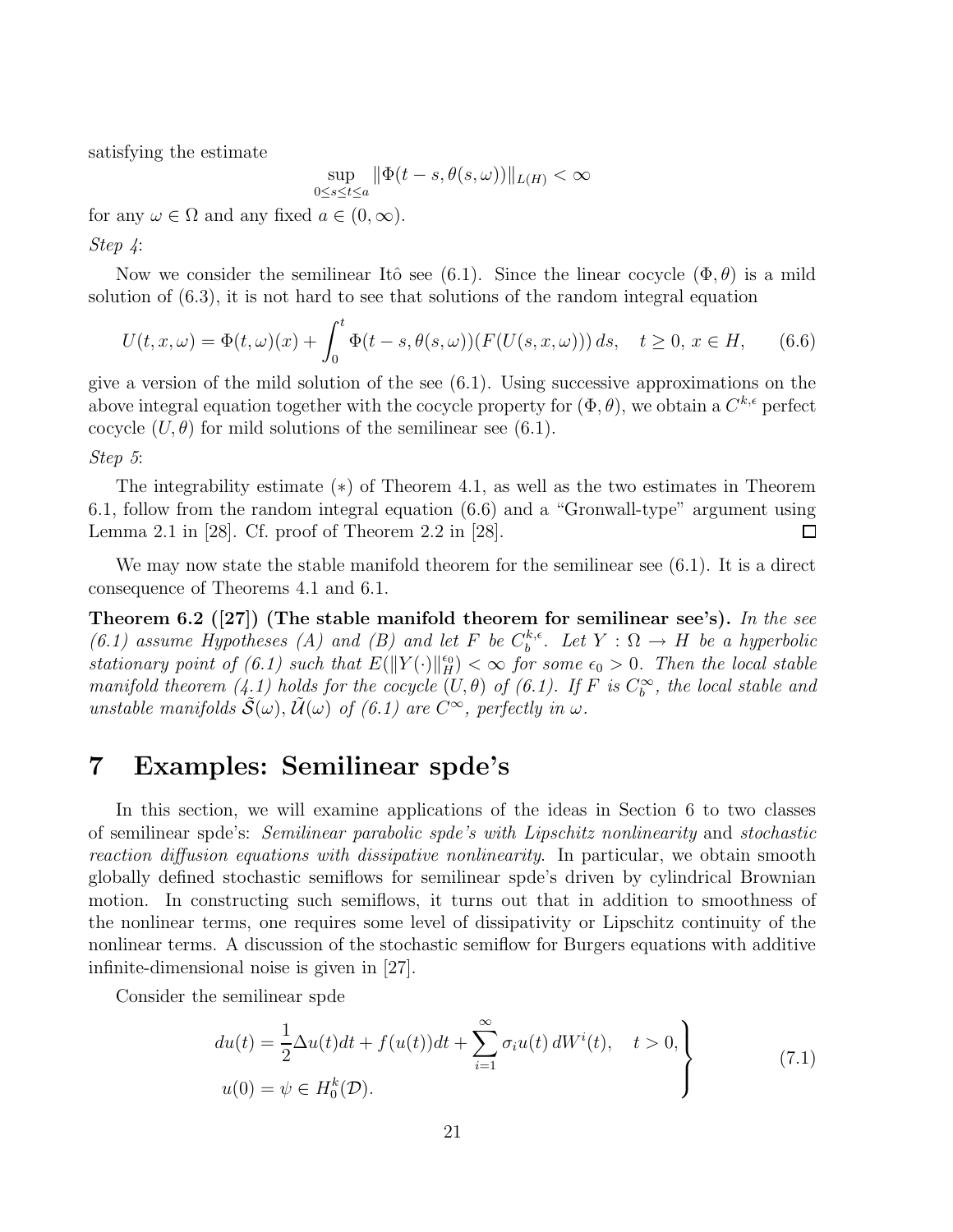satisfying the estimate

$$\sup_{0\le s\le t\le a} \|\Phi(t-s,\theta(s,\omega))\|_{L(H)} < \infty$$

for any $\omega \in \Omega$ and any fixed $a \in (0,\infty)$.

*Step 4*:

Now we consider the semilinear Itô see (6.1). Since the linear cocycle $(\Phi,\theta)$ is a mild solution of (6.3), it is not hard to see that solutions of the random integral equation

$$U(t,x,\omega) = \Phi(t,\omega)(x) + \int_0^t \Phi(t-s,\theta(s,\omega))(F(U(s,x,\omega)))\,ds, \quad t \ge 0,\, x \in H, \qquad (6.6)$$

give a version of the mild solution of the see (6.1). Using successive approximations on the above integral equation together with the cocycle property for $(\Phi,\theta)$, we obtain a $C^{k,\epsilon}$ perfect cocycle $(U,\theta)$ for mild solutions of the semilinear see (6.1).

*Step 5*:

The integrability estimate $(*)$ of Theorem 4.1, as well as the two estimates in Theorem 6.1, follow from the random integral equation (6.6) and a "Gronwall-type" argument using Lemma 2.1 in [28]. Cf. proof of Theorem 2.2 in [28]. □

We may now state the stable manifold theorem for the semilinear see (6.1). It is a direct consequence of Theorems 4.1 and 6.1.

**Theorem 6.2 ([27]) (The stable manifold theorem for semilinear see's).** *In the see (6.1) assume Hypotheses (A) and (B) and let $F$ be $C_b^{k,\epsilon}$. Let $Y : \Omega \to H$ be a hyperbolic stationary point of (6.1) such that $E(\|Y(\cdot)\|_H^{\epsilon_0}) < \infty$ for some $\epsilon_0 > 0$. Then the local stable manifold theorem (4.1) holds for the cocycle $(U,\theta)$ of (6.1). If $F$ is $C_b^\infty$, the local stable and unstable manifolds $\tilde{\mathcal{S}}(\omega), \tilde{\mathcal{U}}(\omega)$ of (6.1) are $C^\infty$, perfectly in $\omega$.*

# 7 Examples: Semilinear spde's

In this section, we will examine applications of the ideas in Section 6 to two classes of semilinear spde's: *Semilinear parabolic spde's with Lipschitz nonlinearity* and *stochastic reaction diffusion equations with dissipative nonlinearity*. In particular, we obtain smooth globally defined stochastic semiflows for semilinear spde's driven by cylindrical Brownian motion. In constructing such semiflows, it turns out that in addition to smoothness of the nonlinear terms, one requires some level of dissipativity or Lipschitz continuity of the nonlinear terms. A discussion of the stochastic semiflow for Burgers equations with additive infinite-dimensional noise is given in [27].

Consider the semilinear spde

$$\left.\begin{aligned} du(t) &= \frac{1}{2}\Delta u(t)dt + f(u(t))dt + \sum_{i=1}^\infty \sigma_i u(t)\, dW^i(t), \quad t > 0, \\ u(0) &= \psi \in H_0^k(\mathcal{D}). \end{aligned}\right\} \qquad (7.1)$$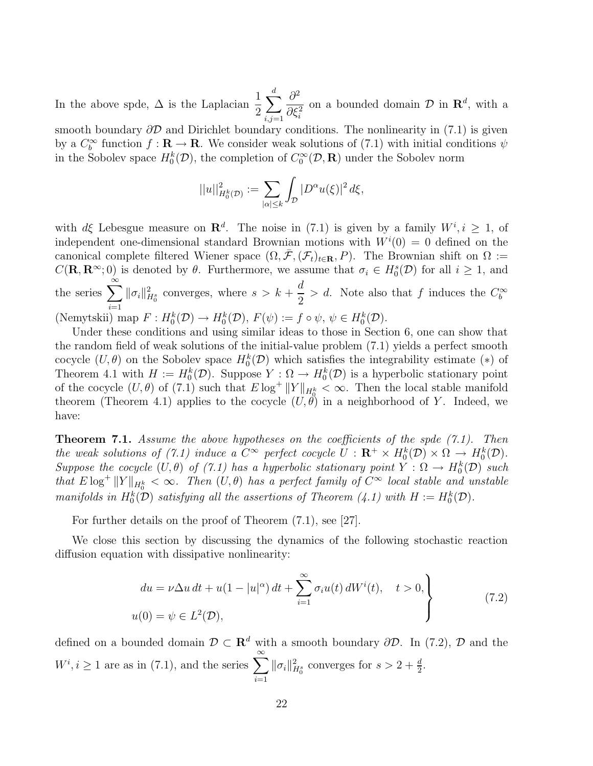In the above spde, $\Delta$ is the Laplacian $\dfrac{1}{2}\displaystyle\sum_{i,j=1}^{d} \frac{\partial^2}{\partial \xi_i^2}$ on a bounded domain $\mathcal{D}$ in $\mathbf{R}^d$, with a smooth boundary $\partial\mathcal{D}$ and Dirichlet boundary conditions. The nonlinearity in (7.1) is given by a $C_b^\infty$ function $f : \mathbf{R} \to \mathbf{R}$. We consider weak solutions of (7.1) with initial conditions $\psi$ in the Sobolev space $H_0^k(\mathcal{D})$, the completion of $C_0^\infty(\mathcal{D}, \mathbf{R})$ under the Sobolev norm

$$||u||_{H_0^k(\mathcal{D})}^2 := \sum_{|\alpha| \le k} \int_{\mathcal{D}} |D^\alpha u(\xi)|^2 \, d\xi,$$

with $d\xi$ Lebesgue measure on $\mathbf{R}^d$. The noise in (7.1) is given by a family $W^i, i \ge 1$, of independent one-dimensional standard Brownian motions with $W^i(0) = 0$ defined on the canonical complete filtered Wiener space $(\Omega, \bar{\mathcal{F}}, (\mathcal{F}_t)_{t \in \mathbf{R}}, P)$. The Brownian shift on $\Omega := C(\mathbf{R}, \mathbf{R}^\infty; 0)$ is denoted by $\theta$. Furthermore, we assume that $\sigma_i \in H_0^s(\mathcal{D})$ for all $i \ge 1$, and the series $\displaystyle\sum_{i=1}^{\infty} \|\sigma_i\|_{H_0^s}^2$ converges, where $s > k + \dfrac{d}{2} > d$. Note also that $f$ induces the $C_b^\infty$ (Nemytskii) map $F : H_0^k(\mathcal{D}) \to H_0^k(\mathcal{D})$, $F(\psi) := f \circ \psi$, $\psi \in H_0^k(\mathcal{D})$.

Under these conditions and using similar ideas to those in Section 6, one can show that the random field of weak solutions of the initial-value problem (7.1) yields a perfect smooth cocycle $(U, \theta)$ on the Sobolev space $H_0^k(\mathcal{D})$ which satisfies the integrability estimate $(*)$ of Theorem 4.1 with $H := H_0^k(\mathcal{D})$. Suppose $Y : \Omega \to H_0^k(\mathcal{D})$ is a hyperbolic stationary point of the cocycle $(U, \theta)$ of (7.1) such that $E \log^+ \|Y\|_{H_0^k} < \infty$. Then the local stable manifold theorem (Theorem 4.1) applies to the cocycle $(U, \theta)$ in a neighborhood of $Y$. Indeed, we have:

**Theorem 7.1.** *Assume the above hypotheses on the coefficients of the spde (7.1). Then the weak solutions of (7.1) induce a $C^\infty$ perfect cocycle $U : \mathbf{R}^+ \times H_0^k(\mathcal{D}) \times \Omega \to H_0^k(\mathcal{D})$. Suppose the cocycle $(U, \theta)$ of (7.1) has a hyperbolic stationary point $Y : \Omega \to H_0^k(\mathcal{D})$ such that $E \log^+ \|Y\|_{H_0^k} < \infty$. Then $(U, \theta)$ has a perfect family of $C^\infty$ local stable and unstable manifolds in $H_0^k(\mathcal{D})$ satisfying all the assertions of Theorem (4.1) with $H := H_0^k(\mathcal{D})$.*

For further details on the proof of Theorem (7.1), see [27].

We close this section by discussing the dynamics of the following stochastic reaction diffusion equation with dissipative nonlinearity:

$$\left.\begin{aligned} du &= \nu \Delta u \, dt + u(1 - |u|^\alpha) \, dt + \sum_{i=1}^{\infty} \sigma_i u(t) \, dW^i(t), \quad t > 0, \\ u(0) &= \psi \in L^2(\mathcal{D}), \end{aligned}\right\} \tag{7.2}$$

defined on a bounded domain $\mathcal{D} \subset \mathbf{R}^d$ with a smooth boundary $\partial\mathcal{D}$. In (7.2), $\mathcal{D}$ and the $W^i, i \ge 1$ are as in (7.1), and the series $\displaystyle\sum_{i=1}^{\infty} \|\sigma_i\|_{H_0^s}^2$ converges for $s > 2 + \frac{d}{2}$.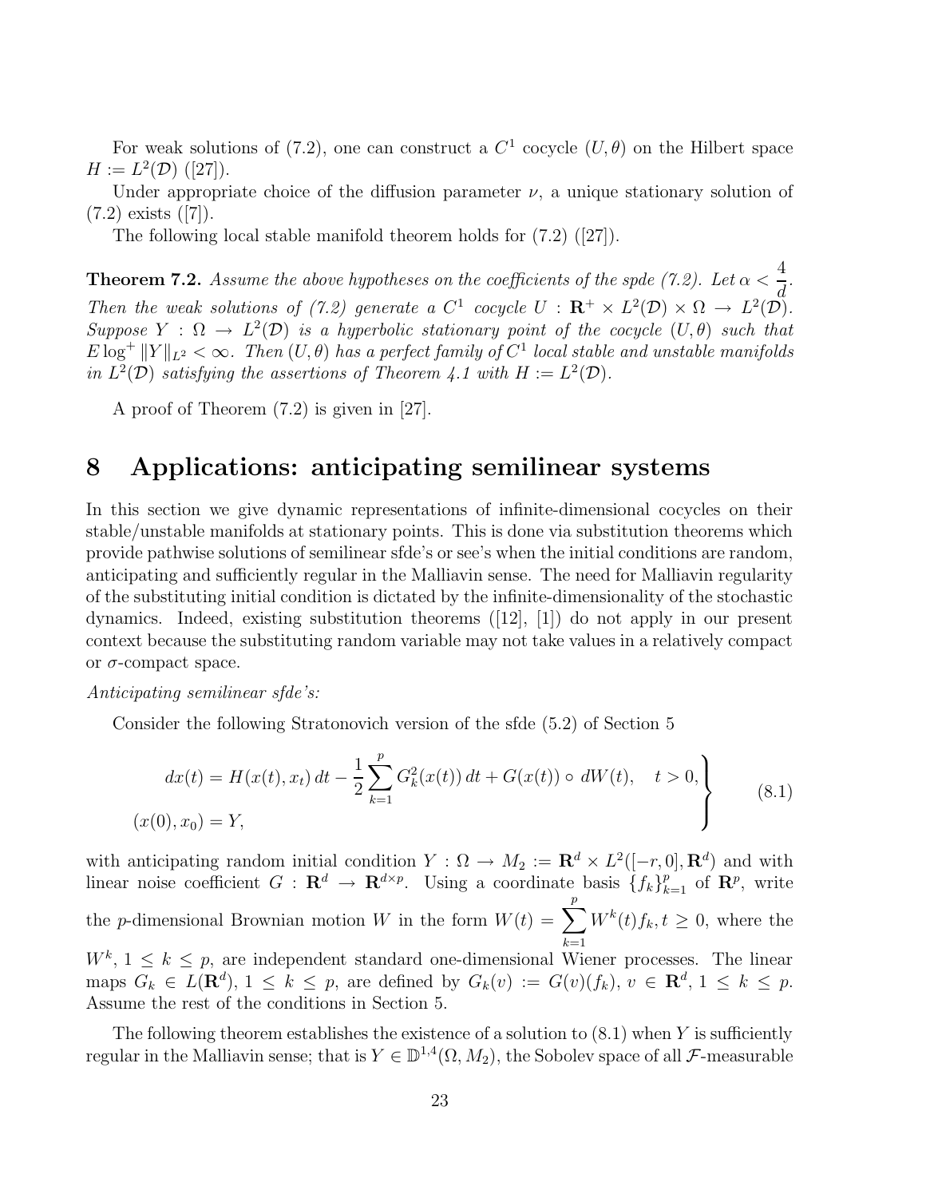For weak solutions of (7.2), one can construct a $C^1$ cocycle $(U, \theta)$ on the Hilbert space $H := L^2(\mathcal{D})$ ([27]).

Under appropriate choice of the diffusion parameter $\nu$, a unique stationary solution of (7.2) exists ([7]).

The following local stable manifold theorem holds for (7.2) ([27]).

**Theorem 7.2.** *Assume the above hypotheses on the coefficients of the spde (7.2). Let $\alpha < \dfrac{4}{d}$. Then the weak solutions of (7.2) generate a $C^1$ cocycle $U : \mathbf{R}^+ \times L^2(\mathcal{D}) \times \Omega \to L^2(\mathcal{D})$. Suppose $Y : \Omega \to L^2(\mathcal{D})$ is a hyperbolic stationary point of the cocycle $(U, \theta)$ such that $E \log^+ \|Y\|_{L^2} < \infty$. Then $(U, \theta)$ has a perfect family of $C^1$ local stable and unstable manifolds in $L^2(\mathcal{D})$ satisfying the assertions of Theorem 4.1 with $H := L^2(\mathcal{D})$.*

A proof of Theorem (7.2) is given in [27].

# 8 Applications: anticipating semilinear systems

In this section we give dynamic representations of infinite-dimensional cocycles on their stable/unstable manifolds at stationary points. This is done via substitution theorems which provide pathwise solutions of semilinear sfde's or see's when the initial conditions are random, anticipating and sufficiently regular in the Malliavin sense. The need for Malliavin regularity of the substituting initial condition is dictated by the infinite-dimensionality of the stochastic dynamics. Indeed, existing substitution theorems ([12], [1]) do not apply in our present context because the substituting random variable may not take values in a relatively compact or $\sigma$-compact space.

*Anticipating semilinear sfde's:*

Consider the following Stratonovich version of the sfde (5.2) of Section 5

$$
\left.\begin{aligned}
&dx(t) = H(x(t), x_t)\,dt - \frac{1}{2}\sum_{k=1}^{p} G_k^2(x(t))\,dt + G(x(t)) \circ dW(t), \quad t > 0,\\
&(x(0), x_0) = Y,
\end{aligned}\right\} \tag{8.1}
$$

with anticipating random initial condition $Y : \Omega \to M_2 := \mathbf{R}^d \times L^2([-r, 0], \mathbf{R}^d)$ and with linear noise coefficient $G : \mathbf{R}^d \to \mathbf{R}^{d \times p}$. Using a coordinate basis $\{f_k\}_{k=1}^p$ of $\mathbf{R}^p$, write the $p$-dimensional Brownian motion $W$ in the form $W(t) = \sum_{k=1}^{p} W^k(t) f_k, t \geq 0$, where the $W^k$, $1 \leq k \leq p$, are independent standard one-dimensional Wiener processes. The linear maps $G_k \in L(\mathbf{R}^d)$, $1 \leq k \leq p$, are defined by $G_k(v) := G(v)(f_k)$, $v \in \mathbf{R}^d$, $1 \leq k \leq p$. Assume the rest of the conditions in Section 5.

The following theorem establishes the existence of a solution to (8.1) when $Y$ is sufficiently regular in the Malliavin sense; that is $Y \in \mathbb{D}^{1,4}(\Omega, M_2)$, the Sobolev space of all $\mathcal{F}$-measurable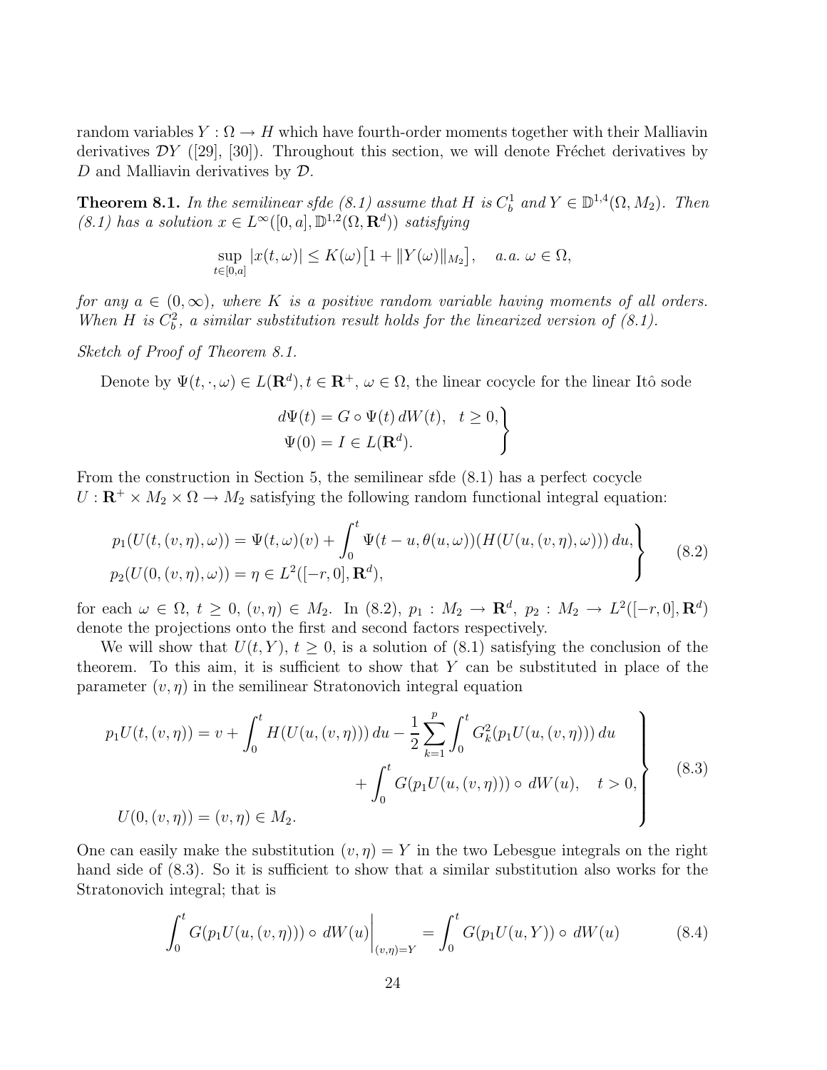random variables $Y : \Omega \to H$ which have fourth-order moments together with their Malliavin derivatives $\mathcal{D}Y$ ([29], [30]). Throughout this section, we will denote Fréchet derivatives by $D$ and Malliavin derivatives by $\mathcal{D}$.

**Theorem 8.1.** *In the semilinear sfde (8.1) assume that $H$ is $C_b^1$ and $Y \in \mathbb{D}^{1,4}(\Omega, M_2)$. Then (8.1) has a solution $x \in L^\infty([0,a], \mathbb{D}^{1,2}(\Omega, \mathbf{R}^d))$ satisfying*

$$\sup_{t\in[0,a]} |x(t,\omega)| \leq K(\omega)\big[1 + \|Y(\omega)\|_{M_2}\big], \quad a.a.\ \omega \in \Omega,$$

*for any $a \in (0,\infty)$, where $K$ is a positive random variable having moments of all orders. When $H$ is $C_b^2$, a similar substitution result holds for the linearized version of (8.1).*

*Sketch of Proof of Theorem 8.1.*

Denote by $\Psi(t,\cdot,\omega) \in L(\mathbf{R}^d), t \in \mathbf{R}^+,\ \omega \in \Omega$, the linear cocycle for the linear Itô sode

$$\left.\begin{aligned} d\Psi(t) &= G \circ \Psi(t)\, dW(t), \quad t \geq 0, \\ \Psi(0) &= I \in L(\mathbf{R}^d). \end{aligned}\right\}$$

From the construction in Section 5, the semilinear sfde (8.1) has a perfect cocycle $U : \mathbf{R}^+ \times M_2 \times \Omega \to M_2$ satisfying the following random functional integral equation:

$$\left.\begin{aligned} &p_1(U(t,(v,\eta),\omega)) = \Psi(t,\omega)(v) + \int_0^t \Psi(t-u,\theta(u,\omega))(H(U(u,(v,\eta),\omega)))\, du, \\ &p_2(U(0,(v,\eta),\omega)) = \eta \in L^2([-r,0],\mathbf{R}^d), \end{aligned}\right\} \tag{8.2}$$

for each $\omega \in \Omega,\ t \geq 0,\ (v,\eta) \in M_2$. In (8.2), $p_1 : M_2 \to \mathbf{R}^d,\ p_2 : M_2 \to L^2([-r,0],\mathbf{R}^d)$ denote the projections onto the first and second factors respectively.

We will show that $U(t,Y),\ t \geq 0$, is a solution of (8.1) satisfying the conclusion of the theorem. To this aim, it is sufficient to show that $Y$ can be substituted in place of the parameter $(v,\eta)$ in the semilinear Stratonovich integral equation

$$\left.\begin{aligned} p_1U(t,(v,\eta)) = v + \int_0^t H(U(u,(v,\eta)))\, du - \frac{1}{2}\sum_{k=1}^p \int_0^t G_k^2(p_1U(u,(v,\eta)))\, du& \\ + \int_0^t G(p_1U(u,(v,\eta))) \circ\, dW(u), \quad t > 0,& \\ U(0,(v,\eta)) = (v,\eta) \in M_2.& \end{aligned}\right\} \tag{8.3}$$

One can easily make the substitution $(v,\eta) = Y$ in the two Lebesgue integrals on the right hand side of (8.3). So it is sufficient to show that a similar substitution also works for the Stratonovich integral; that is

$$\int_0^t G(p_1U(u,(v,\eta))) \circ\, dW(u)\bigg|_{(v,\eta)=Y} = \int_0^t G(p_1U(u,Y)) \circ\, dW(u) \tag{8.4}$$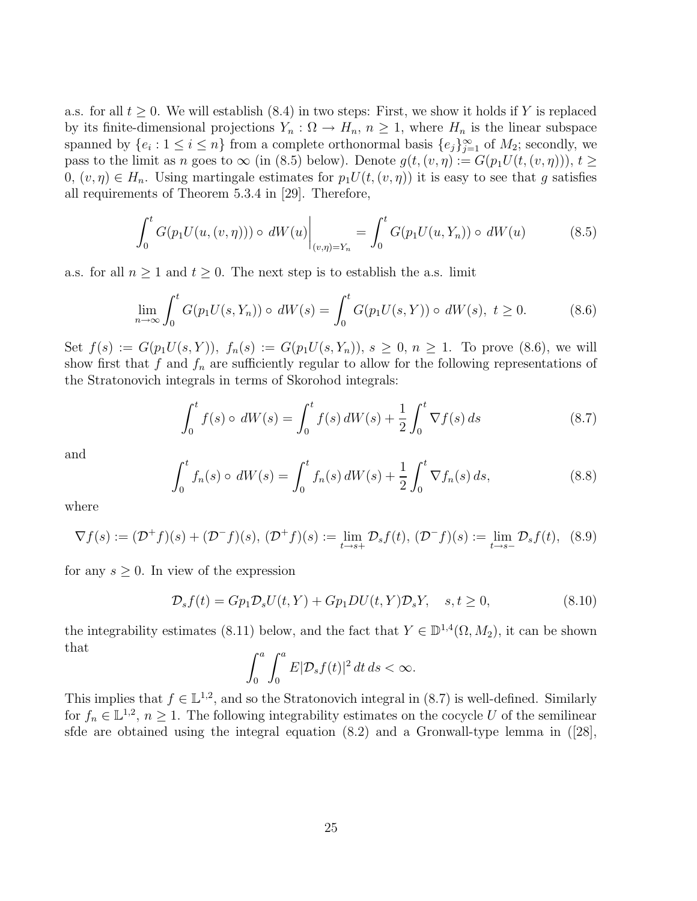a.s. for all $t \geq 0$. We will establish (8.4) in two steps: First, we show it holds if $Y$ is replaced by its finite-dimensional projections $Y_n : \Omega \to H_n$, $n \geq 1$, where $H_n$ is the linear subspace spanned by $\{e_i : 1 \leq i \leq n\}$ from a complete orthonormal basis $\{e_j\}_{j=1}^{\infty}$ of $M_2$; secondly, we pass to the limit as $n$ goes to $\infty$ (in (8.5) below). Denote $g(t, (v, \eta) := G(p_1 U(t, (v, \eta)))$, $t \geq 0$, $(v, \eta) \in H_n$. Using martingale estimates for $p_1 U(t, (v, \eta))$ it is easy to see that $g$ satisfies all requirements of Theorem 5.3.4 in [29]. Therefore,

$$\int_0^t G(p_1 U(u, (v, \eta))) \circ dW(u) \Big|_{(v,\eta)=Y_n} = \int_0^t G(p_1 U(u, Y_n)) \circ dW(u) \tag{8.5}$$

a.s. for all $n \geq 1$ and $t \geq 0$. The next step is to establish the a.s. limit

$$\lim_{n \to \infty} \int_0^t G(p_1 U(s, Y_n)) \circ dW(s) = \int_0^t G(p_1 U(s, Y)) \circ dW(s), \; t \geq 0. \tag{8.6}$$

Set $f(s) := G(p_1 U(s, Y))$, $f_n(s) := G(p_1 U(s, Y_n))$, $s \geq 0$, $n \geq 1$. To prove (8.6), we will show first that $f$ and $f_n$ are sufficiently regular to allow for the following representations of the Stratonovich integrals in terms of Skorohod integrals:

$$\int_0^t f(s) \circ dW(s) = \int_0^t f(s) \, dW(s) + \frac{1}{2} \int_0^t \nabla f(s) \, ds \tag{8.7}$$

and

$$\int_0^t f_n(s) \circ dW(s) = \int_0^t f_n(s) \, dW(s) + \frac{1}{2} \int_0^t \nabla f_n(s) \, ds, \tag{8.8}$$

where

$$\nabla f(s) := (\mathcal{D}^+ f)(s) + (\mathcal{D}^- f)(s), \; (\mathcal{D}^+ f)(s) := \lim_{t \to s+} \mathcal{D}_s f(t), \; (\mathcal{D}^- f)(s) := \lim_{t \to s-} \mathcal{D}_s f(t), \tag{8.9}$$

for any $s \geq 0$. In view of the expression

$$\mathcal{D}_s f(t) = G p_1 \mathcal{D}_s U(t, Y) + G p_1 DU(t, Y) \mathcal{D}_s Y, \quad s, t \geq 0, \tag{8.10}$$

the integrability estimates (8.11) below, and the fact that $Y \in \mathbb{D}^{1,4}(\Omega, M_2)$, it can be shown that

$$\int_0^a \int_0^a E|\mathcal{D}_s f(t)|^2 \, dt \, ds < \infty.$$

This implies that $f \in \mathbb{L}^{1,2}$, and so the Stratonovich integral in (8.7) is well-defined. Similarly for $f_n \in \mathbb{L}^{1,2}$, $n \geq 1$. The following integrability estimates on the cocycle $U$ of the semilinear sfde are obtained using the integral equation (8.2) and a Gronwall-type lemma in ([28],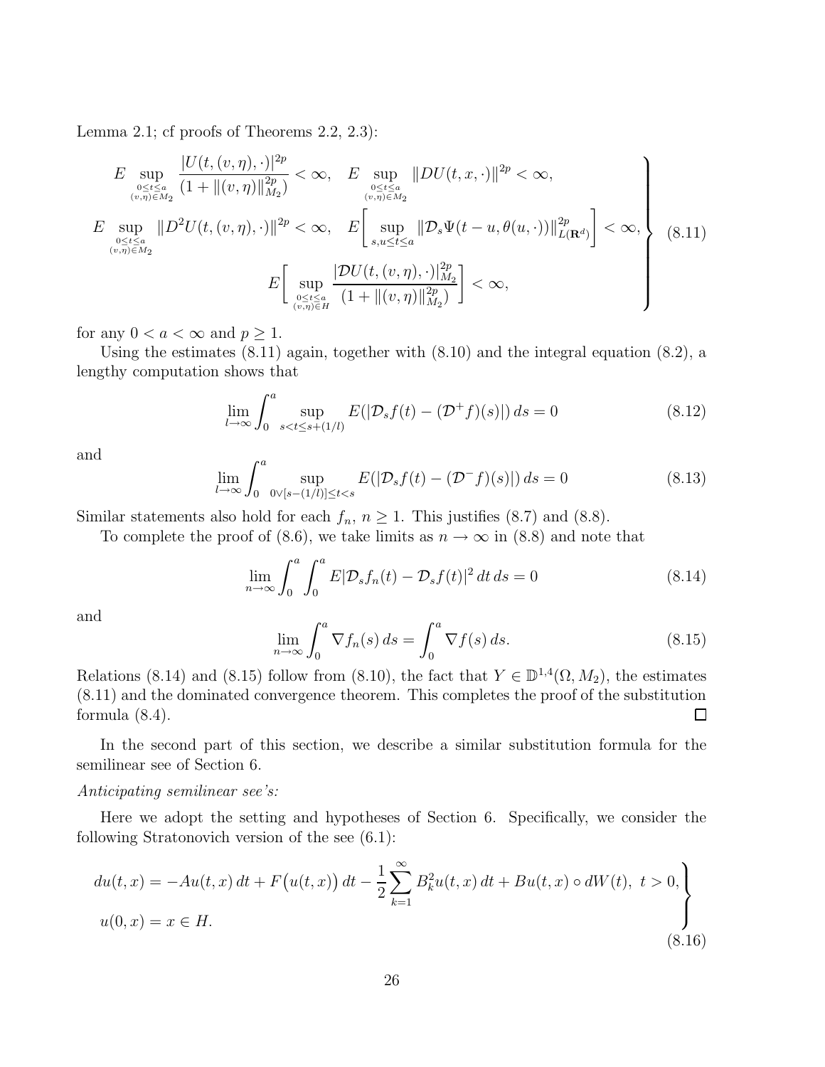Lemma 2.1; cf proofs of Theorems 2.2, 2.3):

$$
\left.
\begin{array}{c}
E \sup_{\substack{0 \le t \le a \\ (v,\eta) \in M_2}} \dfrac{|U(t,(v,\eta),\cdot)|^{2p}}{(1+\|(v,\eta)\|_{M_2}^{2p})} < \infty, \quad E \sup_{\substack{0 \le t \le a \\ (v,\eta) \in M_2}} \|DU(t,x,\cdot)\|^{2p} < \infty, \\
E \sup_{\substack{0 \le t \le a \\ (v,\eta) \in M_2}} \|D^2 U(t,(v,\eta),\cdot)\|^{2p} < \infty, \quad E\left[ \sup_{s,u \le t \le a} \|\mathcal{D}_s \Psi(t-u, \theta(u,\cdot))\|_{L(\mathbf{R}^d)}^{2p} \right] < \infty, \\
E\left[ \sup_{\substack{0 \le t \le a \\ (v,\eta) \in H}} \dfrac{|\mathcal{D}U(t,(v,\eta),\cdot)|_{M_2}^{2p}}{(1+\|(v,\eta)\|_{M_2}^{2p})} \right] < \infty,
\end{array}
\right\} \quad (8.11)
$$

for any $0 < a < \infty$ and $p \ge 1$.

Using the estimates (8.11) again, together with (8.10) and the integral equation (8.2), a lengthy computation shows that

$$
\lim_{l \to \infty} \int_0^a \sup_{s < t \le s+(1/l)} E(|\mathcal{D}_s f(t) - (\mathcal{D}^+ f)(s)|)\, ds = 0 \quad (8.12)
$$

and

$$
\lim_{l \to \infty} \int_0^a \sup_{0 \vee [s-(1/l)] \le t < s} E(|\mathcal{D}_s f(t) - (\mathcal{D}^- f)(s)|)\, ds = 0 \quad (8.13)
$$

Similar statements also hold for each $f_n$, $n \ge 1$. This justifies (8.7) and (8.8).

To complete the proof of (8.6), we take limits as $n \to \infty$ in (8.8) and note that

$$
\lim_{n \to \infty} \int_0^a \int_0^a E|\mathcal{D}_s f_n(t) - \mathcal{D}_s f(t)|^2\, dt\, ds = 0 \quad (8.14)
$$

and

$$
\lim_{n \to \infty} \int_0^a \nabla f_n(s)\, ds = \int_0^a \nabla f(s)\, ds. \quad (8.15)
$$

Relations (8.14) and (8.15) follow from (8.10), the fact that $Y \in \mathbb{D}^{1,4}(\Omega, M_2)$, the estimates (8.11) and the dominated convergence theorem. This completes the proof of the substitution formula (8.4). □

In the second part of this section, we describe a similar substitution formula for the semilinear see of Section 6.

*Anticipating semilinear see's:*

Here we adopt the setting and hypotheses of Section 6. Specifically, we consider the following Stratonovich version of the see (6.1):

$$
\left.
\begin{array}{l}
du(t,x) = -Au(t,x)\, dt + F\big(u(t,x)\big)\, dt - \dfrac{1}{2} \displaystyle\sum_{k=1}^{\infty} B_k^2 u(t,x)\, dt + Bu(t,x) \circ dW(t), \ t > 0, \\
u(0,x) = x \in H.
\end{array}
\right\} \quad (8.16)
$$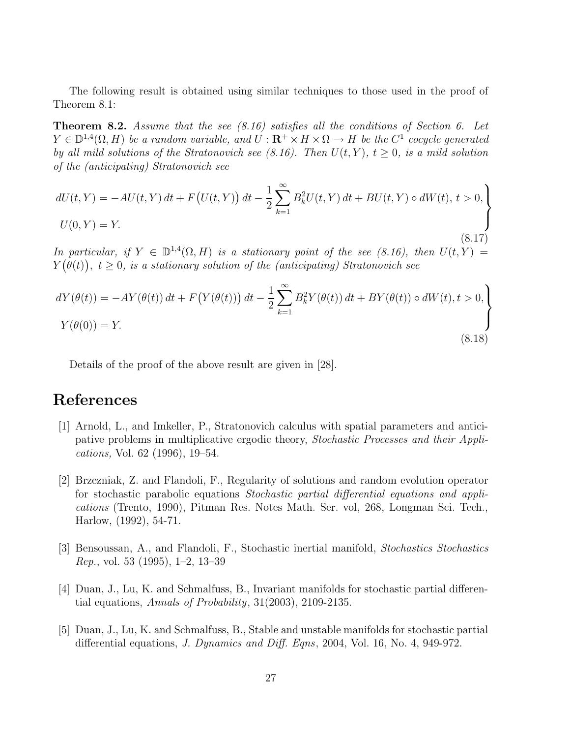The following result is obtained using similar techniques to those used in the proof of Theorem 8.1:

**Theorem 8.2.** *Assume that the see (8.16) satisfies all the conditions of Section 6. Let $Y \in \mathbb{D}^{1,4}(\Omega, H)$ be a random variable, and $U : \mathbf{R}^+ \times H \times \Omega \to H$ be the $C^1$ cocycle generated by all mild solutions of the Stratonovich see (8.16). Then $U(t, Y)$, $t \geq 0$, is a mild solution of the (anticipating) Stratonovich see*

$$\left.\begin{aligned} &dU(t,Y) = -AU(t,Y)\,dt + F\big(U(t,Y)\big)\,dt - \frac{1}{2}\sum_{k=1}^{\infty} B_k^2 U(t,Y)\,dt + BU(t,Y)\circ dW(t),\ t>0,\\ &U(0,Y) = Y. \end{aligned}\right\} \tag{8.17}$$

*In particular, if $Y \in \mathbb{D}^{1,4}(\Omega, H)$ is a stationary point of the see (8.16), then $U(t, Y) = Y\big(\theta(t)\big)$, $t \geq 0$, is a stationary solution of the (anticipating) Stratonovich see*

$$\left.\begin{aligned} &dY(\theta(t)) = -AY(\theta(t))\,dt + F\big(Y(\theta(t))\big)\,dt - \frac{1}{2}\sum_{k=1}^{\infty} B_k^2 Y(\theta(t))\,dt + BY(\theta(t))\circ dW(t), t>0,\\ &Y(\theta(0)) = Y. \end{aligned}\right\} \tag{8.18}$$

Details of the proof of the above result are given in [28].

# References

[1] Arnold, L., and Imkeller, P., Stratonovich calculus with spatial parameters and anticipative problems in multiplicative ergodic theory, *Stochastic Processes and their Applications,* Vol. 62 (1996), 19–54.

[2] Brzezniak, Z. and Flandoli, F., Regularity of solutions and random evolution operator for stochastic parabolic equations *Stochastic partial differential equations and applications* (Trento, 1990), Pitman Res. Notes Math. Ser. vol, 268, Longman Sci. Tech., Harlow, (1992), 54-71.

[3] Bensoussan, A., and Flandoli, F., Stochastic inertial manifold, *Stochastics Stochastics Rep.*, vol. 53 (1995), 1–2, 13–39

[4] Duan, J., Lu, K. and Schmalfuss, B., Invariant manifolds for stochastic partial differential equations, *Annals of Probability*, 31(2003), 2109-2135.

[5] Duan, J., Lu, K. and Schmalfuss, B., Stable and unstable manifolds for stochastic partial differential equations, *J. Dynamics and Diff. Eqns*, 2004, Vol. 16, No. 4, 949-972.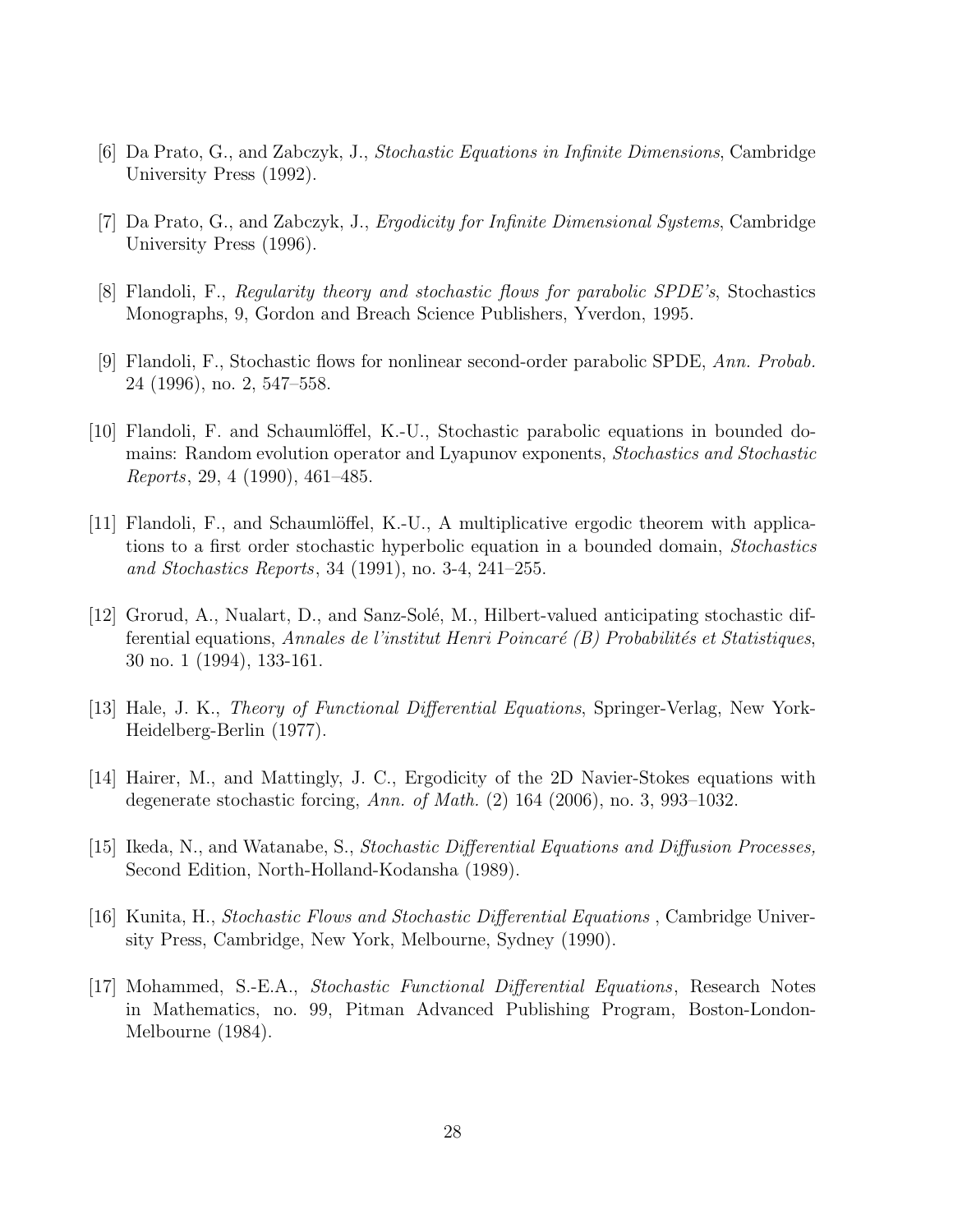[6] Da Prato, G., and Zabczyk, J., *Stochastic Equations in Infinite Dimensions*, Cambridge University Press (1992).

[7] Da Prato, G., and Zabczyk, J., *Ergodicity for Infinite Dimensional Systems*, Cambridge University Press (1996).

[8] Flandoli, F., *Regularity theory and stochastic flows for parabolic SPDE's*, Stochastics Monographs, 9, Gordon and Breach Science Publishers, Yverdon, 1995.

[9] Flandoli, F., Stochastic flows for nonlinear second-order parabolic SPDE, *Ann. Probab.* 24 (1996), no. 2, 547–558.

[10] Flandoli, F. and Schaumlöffel, K.-U., Stochastic parabolic equations in bounded domains: Random evolution operator and Lyapunov exponents, *Stochastics and Stochastic Reports*, 29, 4 (1990), 461–485.

[11] Flandoli, F., and Schaumlöffel, K.-U., A multiplicative ergodic theorem with applications to a first order stochastic hyperbolic equation in a bounded domain, *Stochastics and Stochastics Reports*, 34 (1991), no. 3-4, 241–255.

[12] Grorud, A., Nualart, D., and Sanz-Solé, M., Hilbert-valued anticipating stochastic differential equations, *Annales de l'institut Henri Poincaré (B) Probabilités et Statistiques*, 30 no. 1 (1994), 133-161.

[13] Hale, J. K., *Theory of Functional Differential Equations*, Springer-Verlag, New York-Heidelberg-Berlin (1977).

[14] Hairer, M., and Mattingly, J. C., Ergodicity of the 2D Navier-Stokes equations with degenerate stochastic forcing, *Ann. of Math.* (2) 164 (2006), no. 3, 993–1032.

[15] Ikeda, N., and Watanabe, S., *Stochastic Differential Equations and Diffusion Processes,* Second Edition, North-Holland-Kodansha (1989).

[16] Kunita, H., *Stochastic Flows and Stochastic Differential Equations* , Cambridge University Press, Cambridge, New York, Melbourne, Sydney (1990).

[17] Mohammed, S.-E.A., *Stochastic Functional Differential Equations*, Research Notes in Mathematics, no. 99, Pitman Advanced Publishing Program, Boston-London-Melbourne (1984).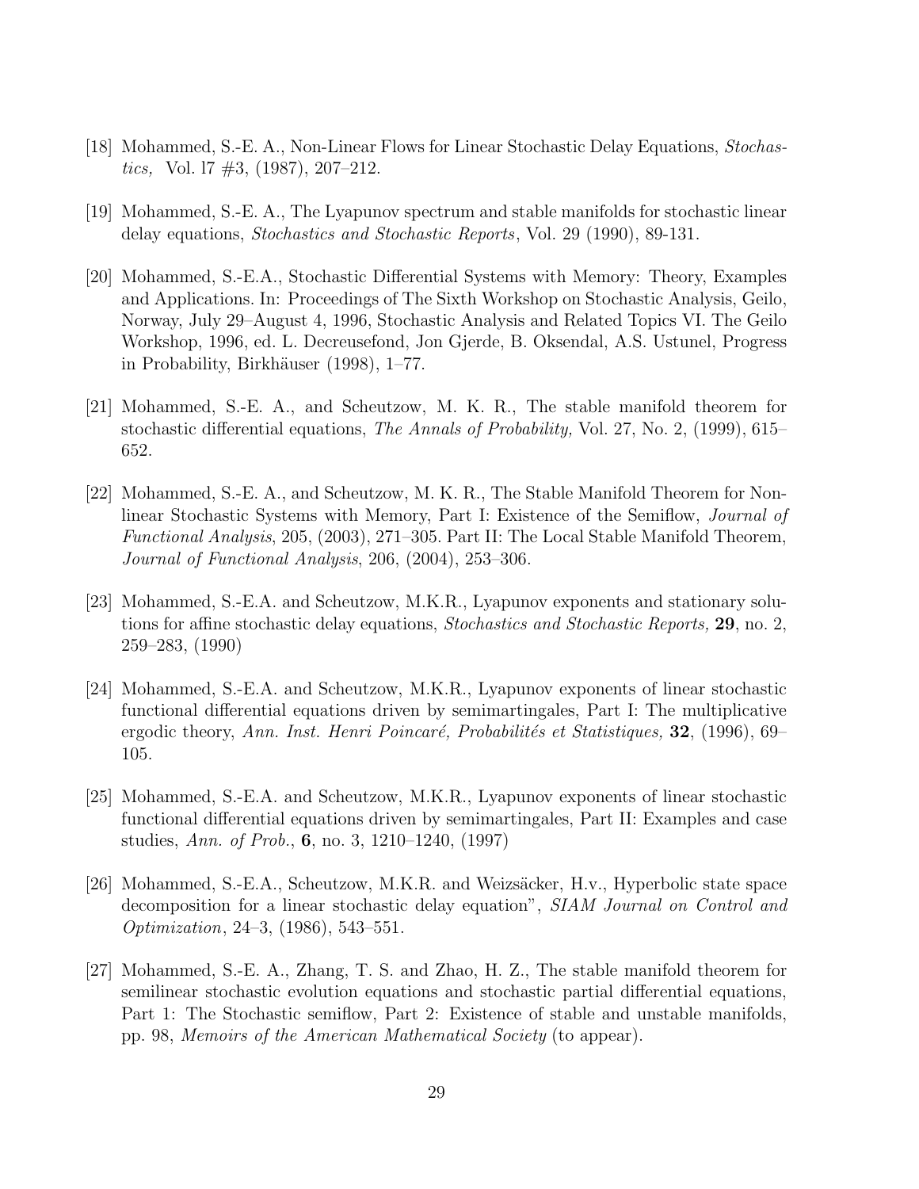[18] Mohammed, S.-E. A., Non-Linear Flows for Linear Stochastic Delay Equations, *Stochastics,* Vol. l7 #3, (1987), 207–212.

[19] Mohammed, S.-E. A., The Lyapunov spectrum and stable manifolds for stochastic linear delay equations, *Stochastics and Stochastic Reports*, Vol. 29 (1990), 89-131.

[20] Mohammed, S.-E.A., Stochastic Differential Systems with Memory: Theory, Examples and Applications. In: Proceedings of The Sixth Workshop on Stochastic Analysis, Geilo, Norway, July 29–August 4, 1996, Stochastic Analysis and Related Topics VI. The Geilo Workshop, 1996, ed. L. Decreusefond, Jon Gjerde, B. Oksendal, A.S. Ustunel, Progress in Probability, Birkhäuser (1998), 1–77.

[21] Mohammed, S.-E. A., and Scheutzow, M. K. R., The stable manifold theorem for stochastic differential equations, *The Annals of Probability,* Vol. 27, No. 2, (1999), 615–652.

[22] Mohammed, S.-E. A., and Scheutzow, M. K. R., The Stable Manifold Theorem for Nonlinear Stochastic Systems with Memory, Part I: Existence of the Semiflow, *Journal of Functional Analysis*, 205, (2003), 271–305. Part II: The Local Stable Manifold Theorem, *Journal of Functional Analysis*, 206, (2004), 253–306.

[23] Mohammed, S.-E.A. and Scheutzow, M.K.R., Lyapunov exponents and stationary solutions for affine stochastic delay equations, *Stochastics and Stochastic Reports,* **29**, no. 2, 259–283, (1990)

[24] Mohammed, S.-E.A. and Scheutzow, M.K.R., Lyapunov exponents of linear stochastic functional differential equations driven by semimartingales, Part I: The multiplicative ergodic theory, *Ann. Inst. Henri Poincaré, Probabilités et Statistiques,* **32**, (1996), 69–105.

[25] Mohammed, S.-E.A. and Scheutzow, M.K.R., Lyapunov exponents of linear stochastic functional differential equations driven by semimartingales, Part II: Examples and case studies, *Ann. of Prob.*, **6**, no. 3, 1210–1240, (1997)

[26] Mohammed, S.-E.A., Scheutzow, M.K.R. and Weizsäcker, H.v., Hyperbolic state space decomposition for a linear stochastic delay equation", *SIAM Journal on Control and Optimization*, 24–3, (1986), 543–551.

[27] Mohammed, S.-E. A., Zhang, T. S. and Zhao, H. Z., The stable manifold theorem for semilinear stochastic evolution equations and stochastic partial differential equations, Part 1: The Stochastic semiflow, Part 2: Existence of stable and unstable manifolds, pp. 98, *Memoirs of the American Mathematical Society* (to appear).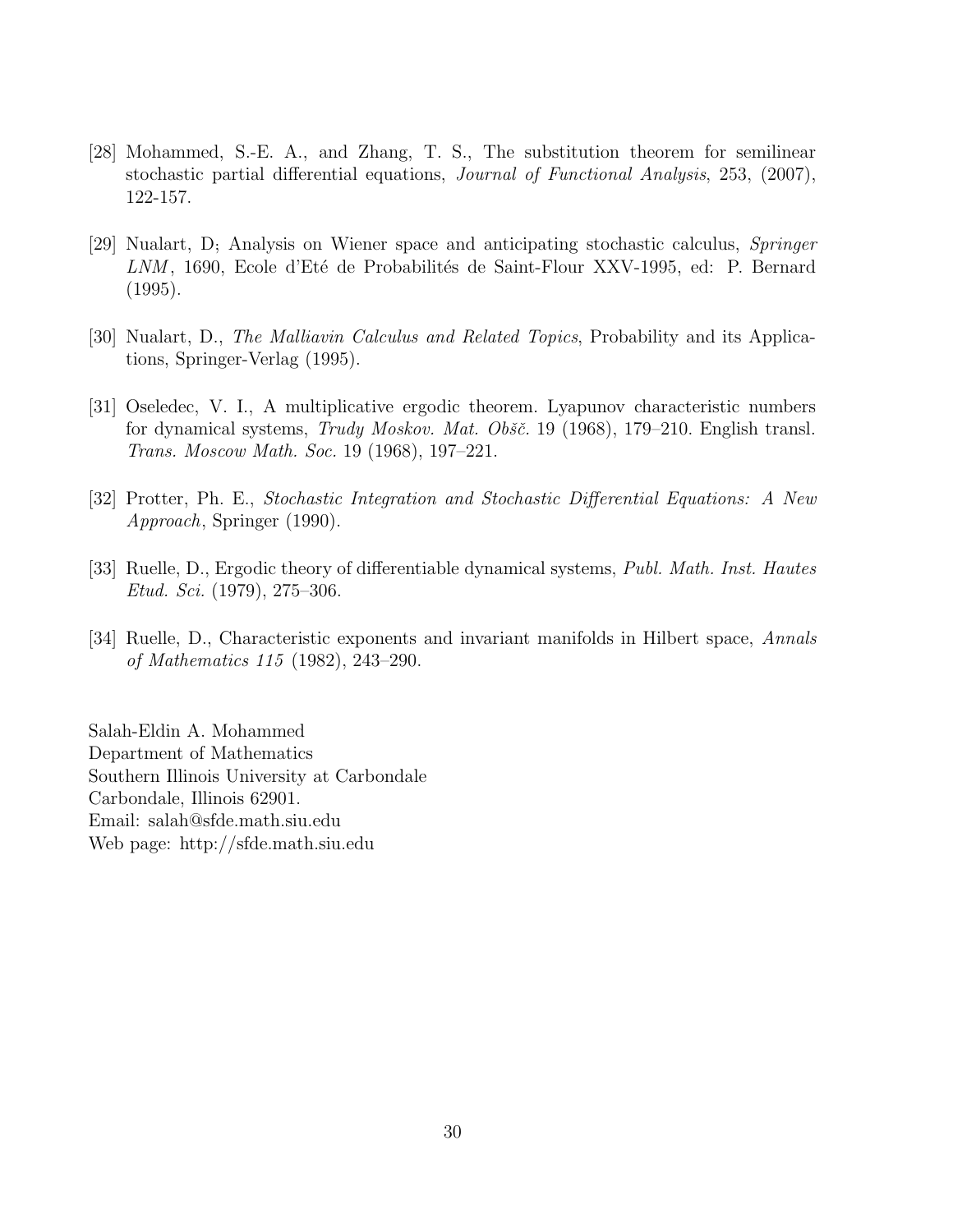[28] Mohammed, S.-E. A., and Zhang, T. S., The substitution theorem for semilinear stochastic partial differential equations, *Journal of Functional Analysis*, 253, (2007), 122-157.

[29] Nualart, D; Analysis on Wiener space and anticipating stochastic calculus, *Springer LNM*, 1690, Ecole d'Eté de Probabilités de Saint-Flour XXV-1995, ed: P. Bernard (1995).

[30] Nualart, D., *The Malliavin Calculus and Related Topics*, Probability and its Applications, Springer-Verlag (1995).

[31] Oseledec, V. I., A multiplicative ergodic theorem. Lyapunov characteristic numbers for dynamical systems, *Trudy Moskov. Mat. Obšč.* 19 (1968), 179–210. English transl. *Trans. Moscow Math. Soc.* 19 (1968), 197–221.

[32] Protter, Ph. E., *Stochastic Integration and Stochastic Differential Equations: A New Approach*, Springer (1990).

[33] Ruelle, D., Ergodic theory of differentiable dynamical systems, *Publ. Math. Inst. Hautes Etud. Sci.* (1979), 275–306.

[34] Ruelle, D., Characteristic exponents and invariant manifolds in Hilbert space, *Annals of Mathematics 115* (1982), 243–290.

Salah-Eldin A. Mohammed
Department of Mathematics
Southern Illinois University at Carbondale
Carbondale, Illinois 62901.
Email: salah@sfde.math.siu.edu
Web page: http://sfde.math.siu.edu